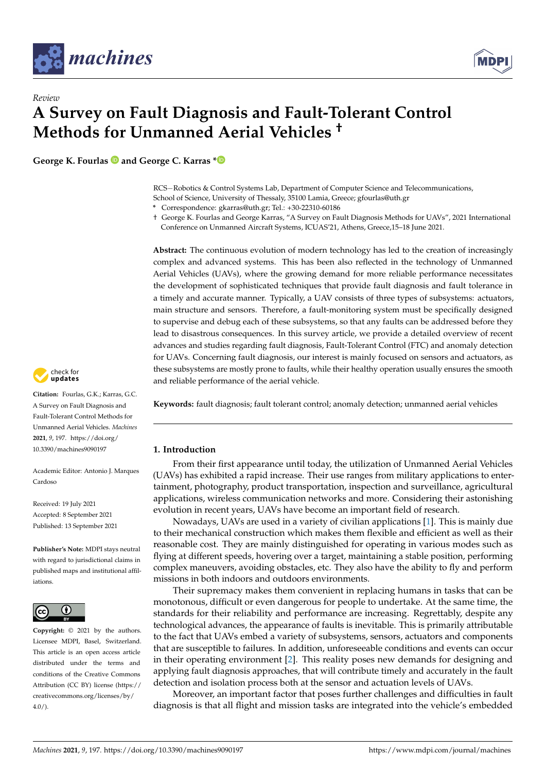*Review*

# A Survey on Fault Diagnosis and Fault-Tolerant Control Methods for Unmanned Aerial Vehicles †

**George K. Fourlas and George C. Karras ***

RCS—Robotics & Control Systems Lab, Department of Computer Science and Telecommunications, School of Science, University of Thessaly, 35100 Lamia, Greece; gfourlas@uth.gr

\* Correspondence: gkarras@uth.gr; Tel.: +30-22310-60186

† George K. Fourlas and George Karras, "A Survey on Fault Diagnosis Methods for UAVs", 2021 International Conference on Unmanned Aircraft Systems, ICUAS'21, Athens, Greece,15–18 June 2021.

**Abstract:** The continuous evolution of modern technology has led to the creation of increasingly complex and advanced systems. This has been also reflected in the technology of Unmanned Aerial Vehicles (UAVs), where the growing demand for more reliable performance necessitates the development of sophisticated techniques that provide fault diagnosis and fault tolerance in a timely and accurate manner. Typically, a UAV consists of three types of subsystems: actuators, main structure and sensors. Therefore, a fault-monitoring system must be specifically designed to supervise and debug each of these subsystems, so that any faults can be addressed before they lead to disastrous consequences. In this survey article, we provide a detailed overview of recent advances and studies regarding fault diagnosis, Fault-Tolerant Control (FTC) and anomaly detection for UAVs. Concerning fault diagnosis, our interest is mainly focused on sensors and actuators, as these subsystems are mostly prone to faults, while their healthy operation usually ensures the smooth and reliable performance of the aerial vehicle.

**Keywords:** fault diagnosis; fault tolerant control; anomaly detection; unmanned aerial vehicles

**Citation:** Fourlas, G.K.; Karras, G.C. A Survey on Fault Diagnosis and Fault-Tolerant Control Methods for Unmanned Aerial Vehicles. *Machines* **2021**, *9*, 197. https://doi.org/10.3390/machines9090197

Academic Editor: Antonio J. Marques Cardoso

Received: 19 July 2021
Accepted: 8 September 2021
Published: 13 September 2021

**Publisher's Note:** MDPI stays neutral with regard to jurisdictional claims in published maps and institutional affiliations.

**Copyright:** © 2021 by the authors. Licensee MDPI, Basel, Switzerland. This article is an open access article distributed under the terms and conditions of the Creative Commons Attribution (CC BY) license (https://creativecommons.org/licenses/by/4.0/).

## 1. Introduction

From their first appearance until today, the utilization of Unmanned Aerial Vehicles (UAVs) has exhibited a rapid increase. Their use ranges from military applications to entertainment, photography, product transportation, inspection and surveillance, agricultural applications, wireless communication networks and more. Considering their astonishing evolution in recent years, UAVs have become an important field of research.

Nowadays, UAVs are used in a variety of civilian applications [1]. This is mainly due to their mechanical construction which makes them flexible and efficient as well as their reasonable cost. They are mainly distinguished for operating in various modes such as flying at different speeds, hovering over a target, maintaining a stable position, performing complex maneuvers, avoiding obstacles, etc. They also have the ability to fly and perform missions in both indoors and outdoors environments.

Their supremacy makes them convenient in replacing humans in tasks that can be monotonous, difficult or even dangerous for people to undertake. At the same time, the standards for their reliability and performance are increasing. Regrettably, despite any technological advances, the appearance of faults is inevitable. This is primarily attributable to the fact that UAVs embed a variety of subsystems, sensors, actuators and components that are susceptible to failures. In addition, unforeseeable conditions and events can occur in their operating environment [2]. This reality poses new demands for designing and applying fault diagnosis approaches, that will contribute timely and accurately in the fault detection and isolation process both at the sensor and actuation levels of UAVs.

Moreover, an important factor that poses further challenges and difficulties in fault diagnosis is that all flight and mission tasks are integrated into the vehicle's embedded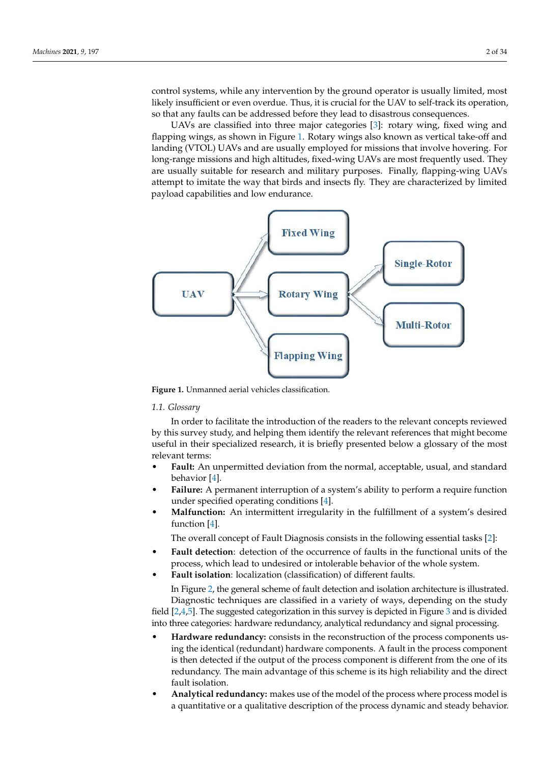control systems, while any intervention by the ground operator is usually limited, most likely insufficient or even overdue. Thus, it is crucial for the UAV to self-track its operation, so that any faults can be addressed before they lead to disastrous consequences.

UAVs are classified into three major categories [3]: rotary wing, fixed wing and flapping wings, as shown in Figure 1. Rotary wings also known as vertical take-off and landing (VTOL) UAVs and are usually employed for missions that involve hovering. For long-range missions and high altitudes, fixed-wing UAVs are most frequently used. They are usually suitable for research and military purposes. Finally, flapping-wing UAVs attempt to imitate the way that birds and insects fly. They are characterized by limited payload capabilities and low endurance.

UAV → Fixed Wing; UAV → Rotary Wing; UAV → Flapping Wing; Rotary Wing → Single-Rotor; Rotary Wing → Multi-Rotor

**Figure 1.** Unmanned aerial vehicles classification.

### 1.1. Glossary

In order to facilitate the introduction of the readers to the relevant concepts reviewed by this survey study, and helping them identify the relevant references that might become useful in their specialized research, it is briefly presented below a glossary of the most relevant terms:

- **Fault:** An unpermitted deviation from the normal, acceptable, usual, and standard behavior [4].
- **Failure:** A permanent interruption of a system's ability to perform a require function under specified operating conditions [4].
- **Malfunction:** An intermittent irregularity in the fulfillment of a system's desired function [4].

The overall concept of Fault Diagnosis consists in the following essential tasks [2]:

- **Fault detection**: detection of the occurrence of faults in the functional units of the process, which lead to undesired or intolerable behavior of the whole system.
- **Fault isolation**: localization (classification) of different faults.

In Figure 2, the general scheme of fault detection and isolation architecture is illustrated.

Diagnostic techniques are classified in a variety of ways, depending on the study field [2,4,5]. The suggested categorization in this survey is depicted in Figure 3 and is divided into three categories: hardware redundancy, analytical redundancy and signal processing.

- **Hardware redundancy:** consists in the reconstruction of the process components using the identical (redundant) hardware components. A fault in the process component is then detected if the output of the process component is different from the one of its redundancy. The main advantage of this scheme is its high reliability and the direct fault isolation.
- **Analytical redundancy:** makes use of the model of the process where process model is a quantitative or a qualitative description of the process dynamic and steady behavior.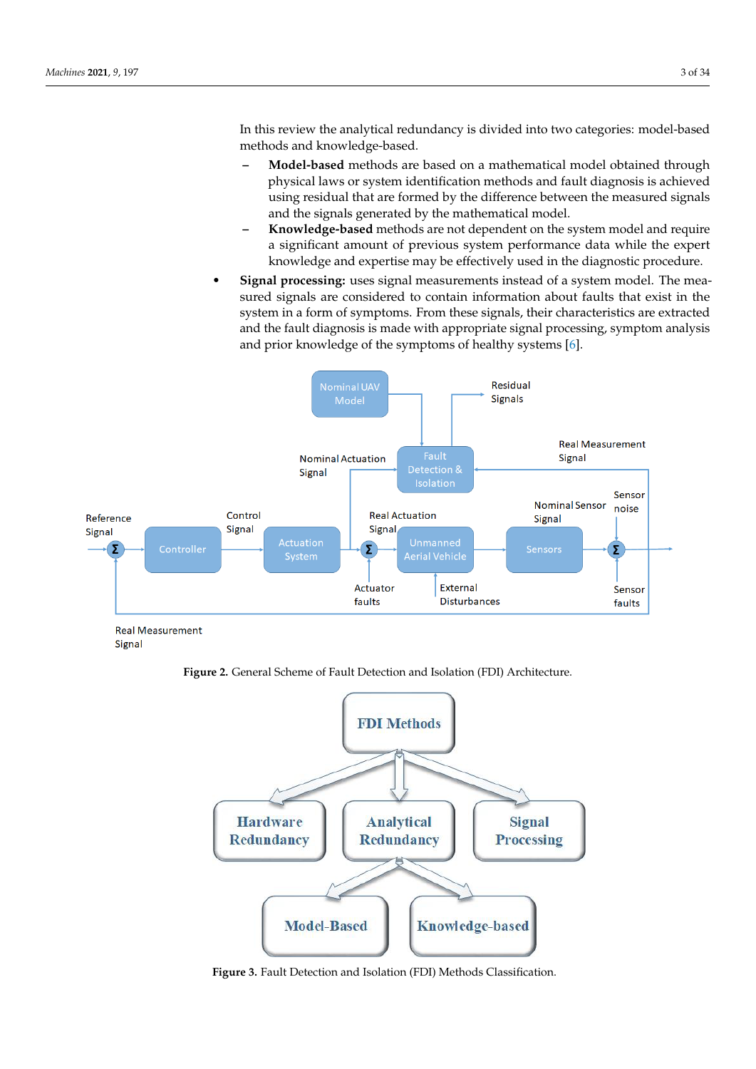In this review the analytical redundancy is divided into two categories: model-based methods and knowledge-based.

- **Model-based** methods are based on a mathematical model obtained through physical laws or system identification methods and fault diagnosis is achieved using residual that are formed by the difference between the measured signals and the signals generated by the mathematical model.
- **Knowledge-based** methods are not dependent on the system model and require a significant amount of previous system performance data while the expert knowledge and expertise may be effectively used in the diagnostic procedure.

- **Signal processing:** uses signal measurements instead of a system model. The measured signals are considered to contain information about faults that exist in the system in a form of symptoms. From these signals, their characteristics are extracted and the fault diagnosis is made with appropriate signal processing, symptom analysis and prior knowledge of the symptoms of healthy systems [6].

**Figure 2.** General Scheme of Fault Detection and Isolation (FDI) Architecture.

**Figure 3.** Fault Detection and Isolation (FDI) Methods Classification.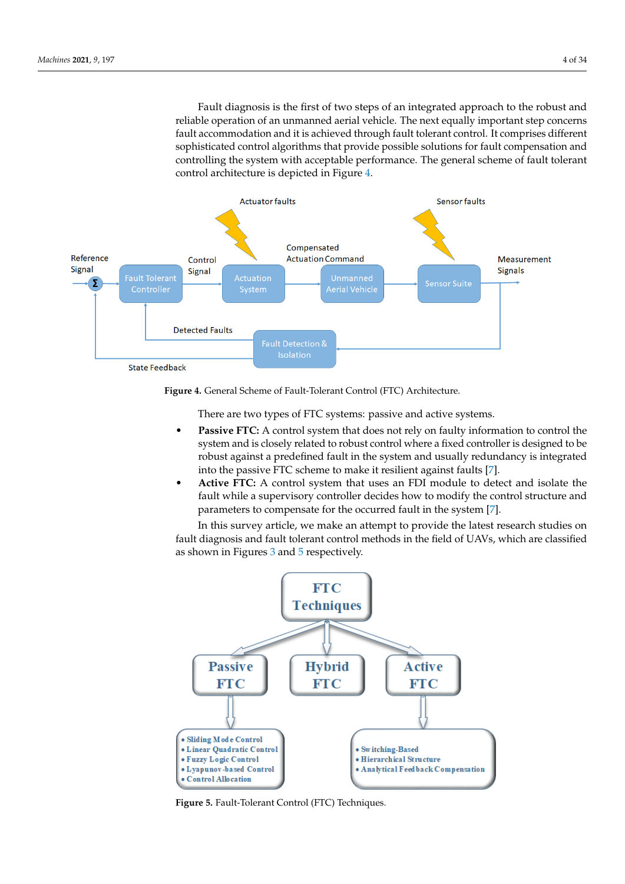Fault diagnosis is the first of two steps of an integrated approach to the robust and reliable operation of an unmanned aerial vehicle. The next equally important step concerns fault accommodation and it is achieved through fault tolerant control. It comprises different sophisticated control algorithms that provide possible solutions for fault compensation and controlling the system with acceptable performance. The general scheme of fault tolerant control architecture is depicted in Figure 4.

**Figure 4.** General Scheme of Fault-Tolerant Control (FTC) Architecture.

There are two types of FTC systems: passive and active systems.

- **Passive FTC:** A control system that does not rely on faulty information to control the system and is closely related to robust control where a fixed controller is designed to be robust against a predefined fault in the system and usually redundancy is integrated into the passive FTC scheme to make it resilient against faults [7].
- **Active FTC:** A control system that uses an FDI module to detect and isolate the fault while a supervisory controller decides how to modify the control structure and parameters to compensate for the occurred fault in the system [7].

In this survey article, we make an attempt to provide the latest research studies on fault diagnosis and fault tolerant control methods in the field of UAVs, which are classified as shown in Figures 3 and 5 respectively.

**Figure 5.** Fault-Tolerant Control (FTC) Techniques.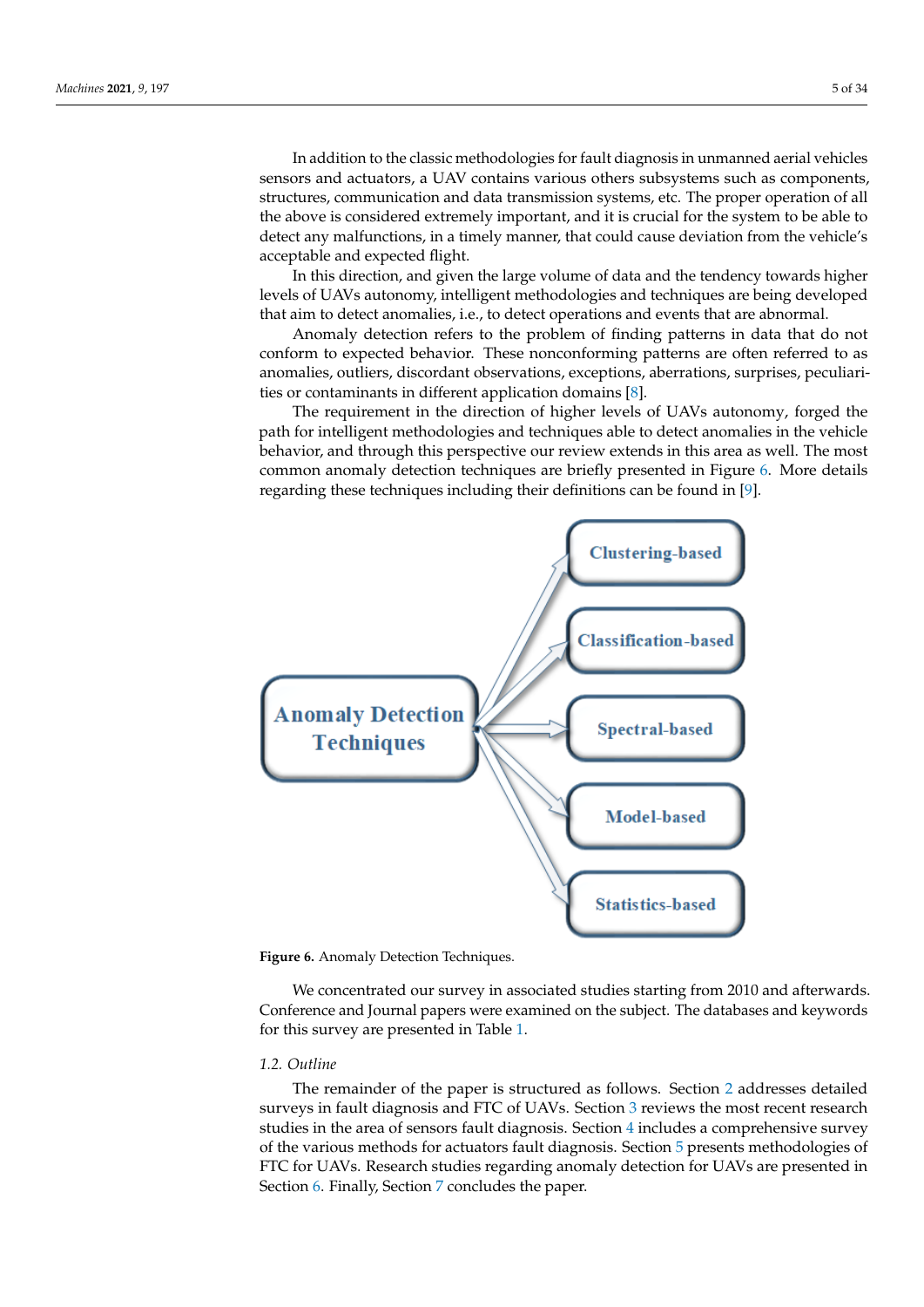In addition to the classic methodologies for fault diagnosis in unmanned aerial vehicles sensors and actuators, a UAV contains various others subsystems such as components, structures, communication and data transmission systems, etc. The proper operation of all the above is considered extremely important, and it is crucial for the system to be able to detect any malfunctions, in a timely manner, that could cause deviation from the vehicle's acceptable and expected flight.

In this direction, and given the large volume of data and the tendency towards higher levels of UAVs autonomy, intelligent methodologies and techniques are being developed that aim to detect anomalies, i.e., to detect operations and events that are abnormal.

Anomaly detection refers to the problem of finding patterns in data that do not conform to expected behavior. These nonconforming patterns are often referred to as anomalies, outliers, discordant observations, exceptions, aberrations, surprises, peculiarities or contaminants in different application domains [8].

The requirement in the direction of higher levels of UAVs autonomy, forged the path for intelligent methodologies and techniques able to detect anomalies in the vehicle behavior, and through this perspective our review extends in this area as well. The most common anomaly detection techniques are briefly presented in Figure 6. More details regarding these techniques including their definitions can be found in [9].

**Figure 6.** Anomaly Detection Techniques.

We concentrated our survey in associated studies starting from 2010 and afterwards. Conference and Journal papers were examined on the subject. The databases and keywords for this survey are presented in Table 1.

### 1.2. Outline

The remainder of the paper is structured as follows. Section 2 addresses detailed surveys in fault diagnosis and FTC of UAVs. Section 3 reviews the most recent research studies in the area of sensors fault diagnosis. Section 4 includes a comprehensive survey of the various methods for actuators fault diagnosis. Section 5 presents methodologies of FTC for UAVs. Research studies regarding anomaly detection for UAVs are presented in Section 6. Finally, Section 7 concludes the paper.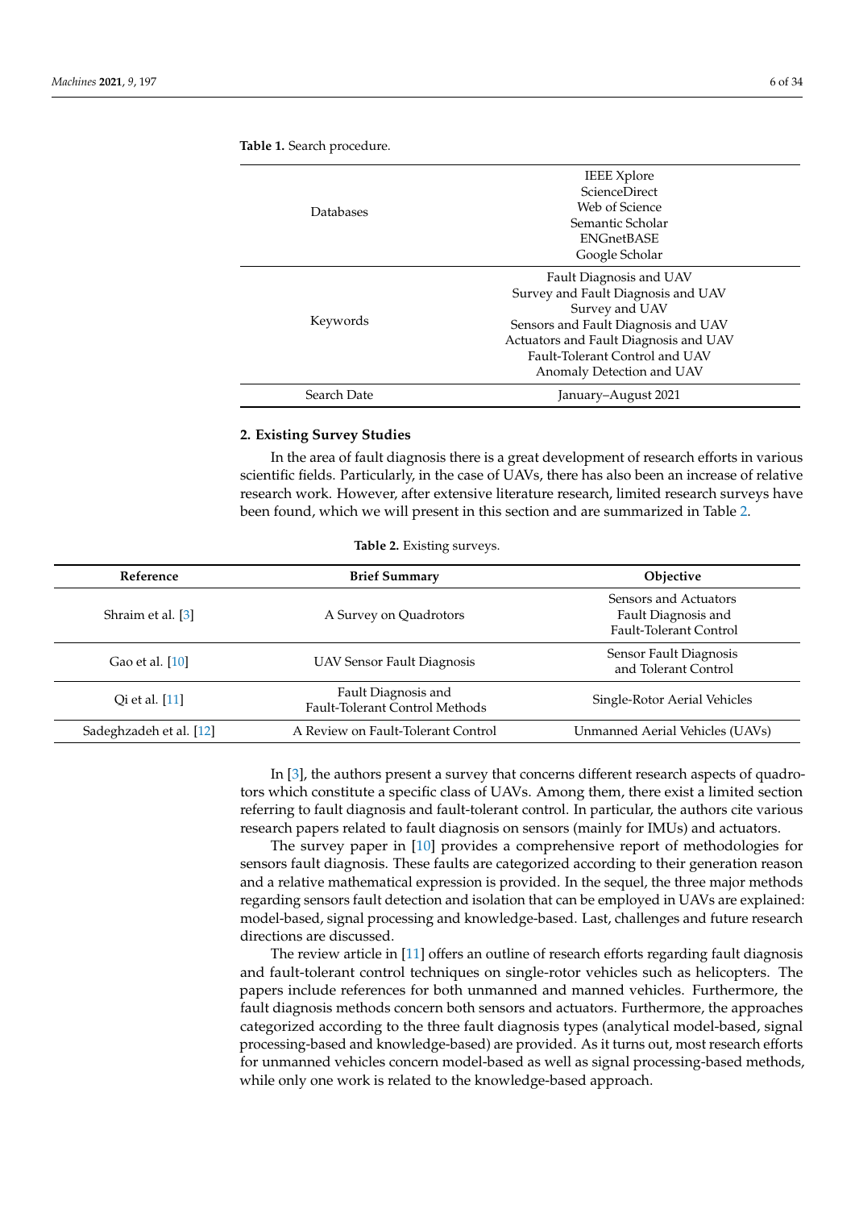**Table 1.** Search procedure.

| | |
|---|---|
| Databases | IEEE Xplore<br>ScienceDirect<br>Web of Science<br>Semantic Scholar<br>ENGnetBASE<br>Google Scholar |
| Keywords | Fault Diagnosis and UAV<br>Survey and Fault Diagnosis and UAV<br>Survey and UAV<br>Sensors and Fault Diagnosis and UAV<br>Actuators and Fault Diagnosis and UAV<br>Fault-Tolerant Control and UAV<br>Anomaly Detection and UAV |
| Search Date | January–August 2021 |

## 2. Existing Survey Studies

In the area of fault diagnosis there is a great development of research efforts in various scientific fields. Particularly, in the case of UAVs, there has also been an increase of relative research work. However, after extensive literature research, limited research surveys have been found, which we will present in this section and are summarized in Table 2.

**Table 2.** Existing surveys.

| Reference | Brief Summary | Objective |
|---|---|---|
| Shraim et al. [3] | A Survey on Quadrotors | Sensors and Actuators Fault Diagnosis and Fault-Tolerant Control |
| Gao et al. [10] | UAV Sensor Fault Diagnosis | Sensor Fault Diagnosis and Tolerant Control |
| Qi et al. [11] | Fault Diagnosis and Fault-Tolerant Control Methods | Single-Rotor Aerial Vehicles |
| Sadeghzadeh et al. [12] | A Review on Fault-Tolerant Control | Unmanned Aerial Vehicles (UAVs) |

In [3], the authors present a survey that concerns different research aspects of quadrotors which constitute a specific class of UAVs. Among them, there exist a limited section referring to fault diagnosis and fault-tolerant control. In particular, the authors cite various research papers related to fault diagnosis on sensors (mainly for IMUs) and actuators.

The survey paper in [10] provides a comprehensive report of methodologies for sensors fault diagnosis. These faults are categorized according to their generation reason and a relative mathematical expression is provided. In the sequel, the three major methods regarding sensors fault detection and isolation that can be employed in UAVs are explained: model-based, signal processing and knowledge-based. Last, challenges and future research directions are discussed.

The review article in [11] offers an outline of research efforts regarding fault diagnosis and fault-tolerant control techniques on single-rotor vehicles such as helicopters. The papers include references for both unmanned and manned vehicles. Furthermore, the fault diagnosis methods concern both sensors and actuators. Furthermore, the approaches categorized according to the three fault diagnosis types (analytical model-based, signal processing-based and knowledge-based) are provided. As it turns out, most research efforts for unmanned vehicles concern model-based as well as signal processing-based methods, while only one work is related to the knowledge-based approach.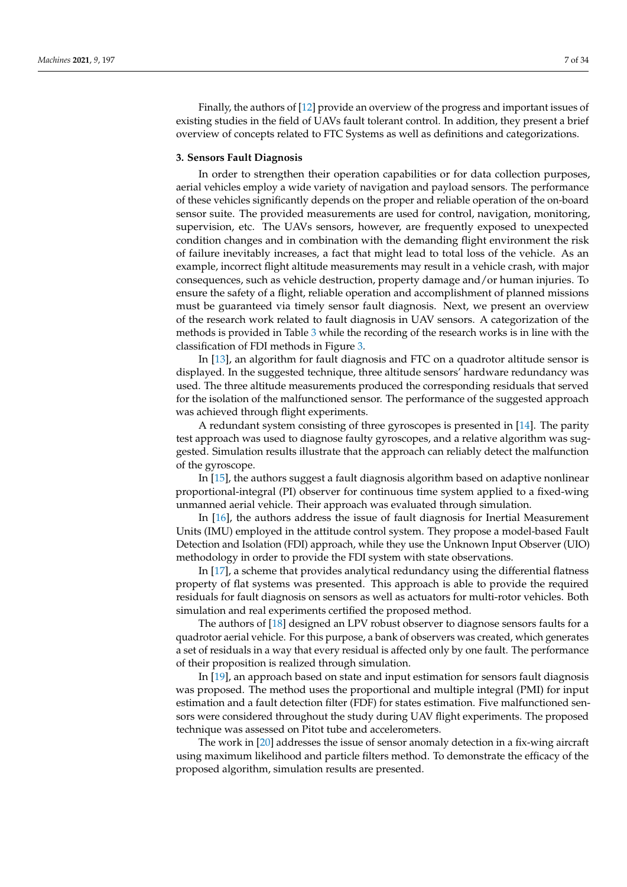Finally, the authors of [12] provide an overview of the progress and important issues of existing studies in the field of UAVs fault tolerant control. In addition, they present a brief overview of concepts related to FTC Systems as well as definitions and categorizations.

### 3. Sensors Fault Diagnosis

In order to strengthen their operation capabilities or for data collection purposes, aerial vehicles employ a wide variety of navigation and payload sensors. The performance of these vehicles significantly depends on the proper and reliable operation of the on-board sensor suite. The provided measurements are used for control, navigation, monitoring, supervision, etc. The UAVs sensors, however, are frequently exposed to unexpected condition changes and in combination with the demanding flight environment the risk of failure inevitably increases, a fact that might lead to total loss of the vehicle. As an example, incorrect flight altitude measurements may result in a vehicle crash, with major consequences, such as vehicle destruction, property damage and/or human injuries. To ensure the safety of a flight, reliable operation and accomplishment of planned missions must be guaranteed via timely sensor fault diagnosis. Next, we present an overview of the research work related to fault diagnosis in UAV sensors. A categorization of the methods is provided in Table 3 while the recording of the research works is in line with the classification of FDI methods in Figure 3.

In [13], an algorithm for fault diagnosis and FTC on a quadrotor altitude sensor is displayed. In the suggested technique, three altitude sensors' hardware redundancy was used. The three altitude measurements produced the corresponding residuals that served for the isolation of the malfunctioned sensor. The performance of the suggested approach was achieved through flight experiments.

A redundant system consisting of three gyroscopes is presented in [14]. The parity test approach was used to diagnose faulty gyroscopes, and a relative algorithm was suggested. Simulation results illustrate that the approach can reliably detect the malfunction of the gyroscope.

In [15], the authors suggest a fault diagnosis algorithm based on adaptive nonlinear proportional-integral (PI) observer for continuous time system applied to a fixed-wing unmanned aerial vehicle. Their approach was evaluated through simulation.

In [16], the authors address the issue of fault diagnosis for Inertial Measurement Units (IMU) employed in the attitude control system. They propose a model-based Fault Detection and Isolation (FDI) approach, while they use the Unknown Input Observer (UIO) methodology in order to provide the FDI system with state observations.

In [17], a scheme that provides analytical redundancy using the differential flatness property of flat systems was presented. This approach is able to provide the required residuals for fault diagnosis on sensors as well as actuators for multi-rotor vehicles. Both simulation and real experiments certified the proposed method.

The authors of [18] designed an LPV robust observer to diagnose sensors faults for a quadrotor aerial vehicle. For this purpose, a bank of observers was created, which generates a set of residuals in a way that every residual is affected only by one fault. The performance of their proposition is realized through simulation.

In [19], an approach based on state and input estimation for sensors fault diagnosis was proposed. The method uses the proportional and multiple integral (PMI) for input estimation and a fault detection filter (FDF) for states estimation. Five malfunctioned sensors were considered throughout the study during UAV flight experiments. The proposed technique was assessed on Pitot tube and accelerometers.

The work in [20] addresses the issue of sensor anomaly detection in a fix-wing aircraft using maximum likelihood and particle filters method. To demonstrate the efficacy of the proposed algorithm, simulation results are presented.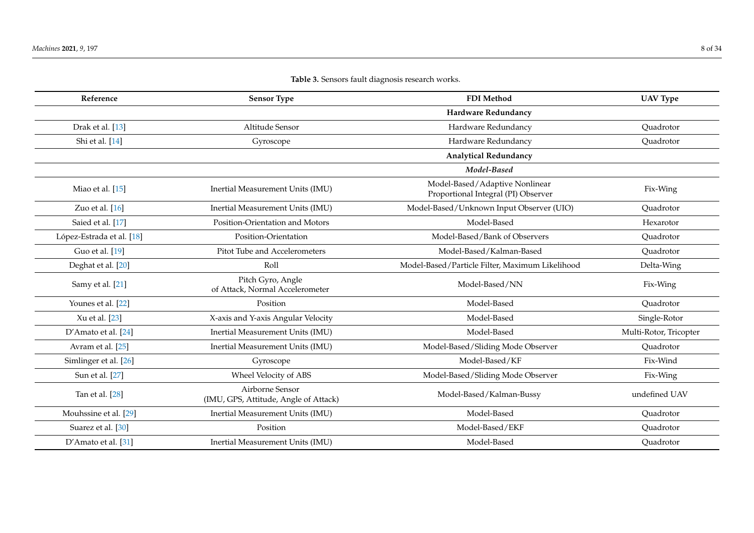**Table 3.** Sensors fault diagnosis research works.

| Reference | Sensor Type | FDI Method | UAV Type |
|---|---|---|---|
| | | **Hardware Redundancy** | |
| Drak et al. [13] | Altitude Sensor | Hardware Redundancy | Quadrotor |
| Shi et al. [14] | Gyroscope | Hardware Redundancy | Quadrotor |
| | | **Analytical Redundancy** | |
| | | ***Model-Based*** | |
| Miao et al. [15] | Inertial Measurement Units (IMU) | Model-Based/Adaptive Nonlinear Proportional Integral (PI) Observer | Fix-Wing |
| Zuo et al. [16] | Inertial Measurement Units (IMU) | Model-Based/Unknown Input Observer (UIO) | Quadrotor |
| Saied et al. [17] | Position-Orientation and Motors | Model-Based | Hexarotor |
| López-Estrada et al. [18] | Position-Orientation | Model-Based/Bank of Observers | Quadrotor |
| Guo et al. [19] | Pitot Tube and Accelerometers | Model-Based/Kalman-Based | Quadrotor |
| Deghat et al. [20] | Roll | Model-Based/Particle Filter, Maximum Likelihood | Delta-Wing |
| Samy et al. [21] | Pitch Gyro, Angle of Attack, Normal Accelerometer | Model-Based/NN | Fix-Wing |
| Younes et al. [22] | Position | Model-Based | Quadrotor |
| Xu et al. [23] | X-axis and Y-axis Angular Velocity | Model-Based | Single-Rotor |
| D'Amato et al. [24] | Inertial Measurement Units (IMU) | Model-Based | Multi-Rotor, Tricopter |
| Avram et al. [25] | Inertial Measurement Units (IMU) | Model-Based/Sliding Mode Observer | Quadrotor |
| Simlinger et al. [26] | Gyroscope | Model-Based/KF | Fix-Wind |
| Sun et al. [27] | Wheel Velocity of ABS | Model-Based/Sliding Mode Observer | Fix-Wing |
| Tan et al. [28] | Airborne Sensor (IMU, GPS, Attitude, Angle of Attack) | Model-Based/Kalman-Bussy | undefined UAV |
| Mouhssine et al. [29] | Inertial Measurement Units (IMU) | Model-Based | Quadrotor |
| Suarez et al. [30] | Position | Model-Based/EKF | Quadrotor |
| D'Amato et al. [31] | Inertial Measurement Units (IMU) | Model-Based | Quadrotor |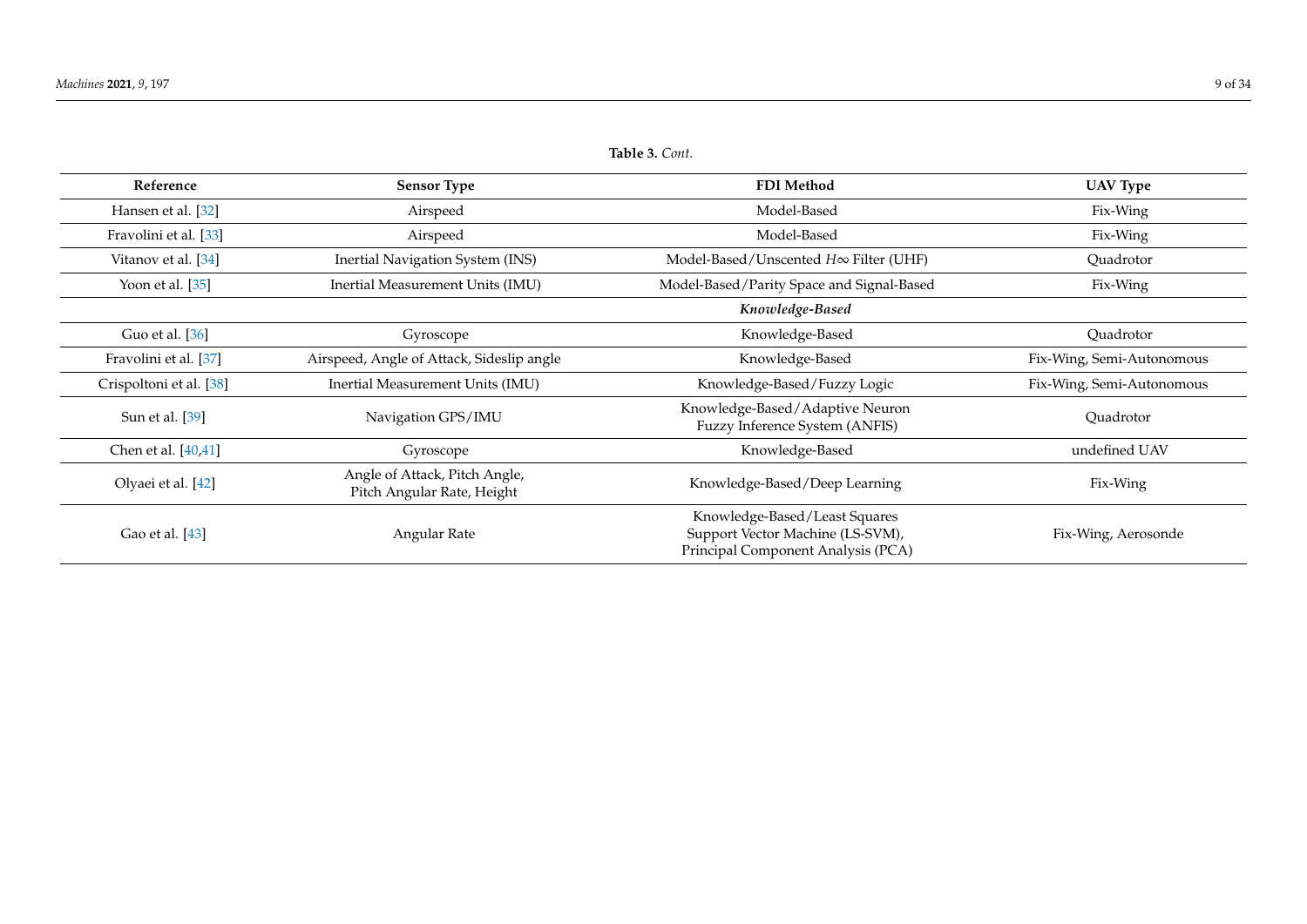**Table 3.** *Cont.*

| Reference | Sensor Type | FDI Method | UAV Type |
|---|---|---|---|
| Hansen et al. [32] | Airspeed | Model-Based | Fix-Wing |
| Fravolini et al. [33] | Airspeed | Model-Based | Fix-Wing |
| Vitanov et al. [34] | Inertial Navigation System (INS) | Model-Based/Unscented $H\infty$ Filter (UHF) | Quadrotor |
| Yoon et al. [35] | Inertial Measurement Units (IMU) | Model-Based/Parity Space and Signal-Based | Fix-Wing |
| | | ***Knowledge-Based*** | |
| Guo et al. [36] | Gyroscope | Knowledge-Based | Quadrotor |
| Fravolini et al. [37] | Airspeed, Angle of Attack, Sideslip angle | Knowledge-Based | Fix-Wing, Semi-Autonomous |
| Crispoltoni et al. [38] | Inertial Measurement Units (IMU) | Knowledge-Based/Fuzzy Logic | Fix-Wing, Semi-Autonomous |
| Sun et al. [39] | Navigation GPS/IMU | Knowledge-Based/Adaptive Neuron Fuzzy Inference System (ANFIS) | Quadrotor |
| Chen et al. [40,41] | Gyroscope | Knowledge-Based | undefined UAV |
| Olyaei et al. [42] | Angle of Attack, Pitch Angle, Pitch Angular Rate, Height | Knowledge-Based/Deep Learning | Fix-Wing |
| Gao et al. [43] | Angular Rate | Knowledge-Based/Least Squares Support Vector Machine (LS-SVM), Principal Component Analysis (PCA) | Fix-Wing, Aerosonde |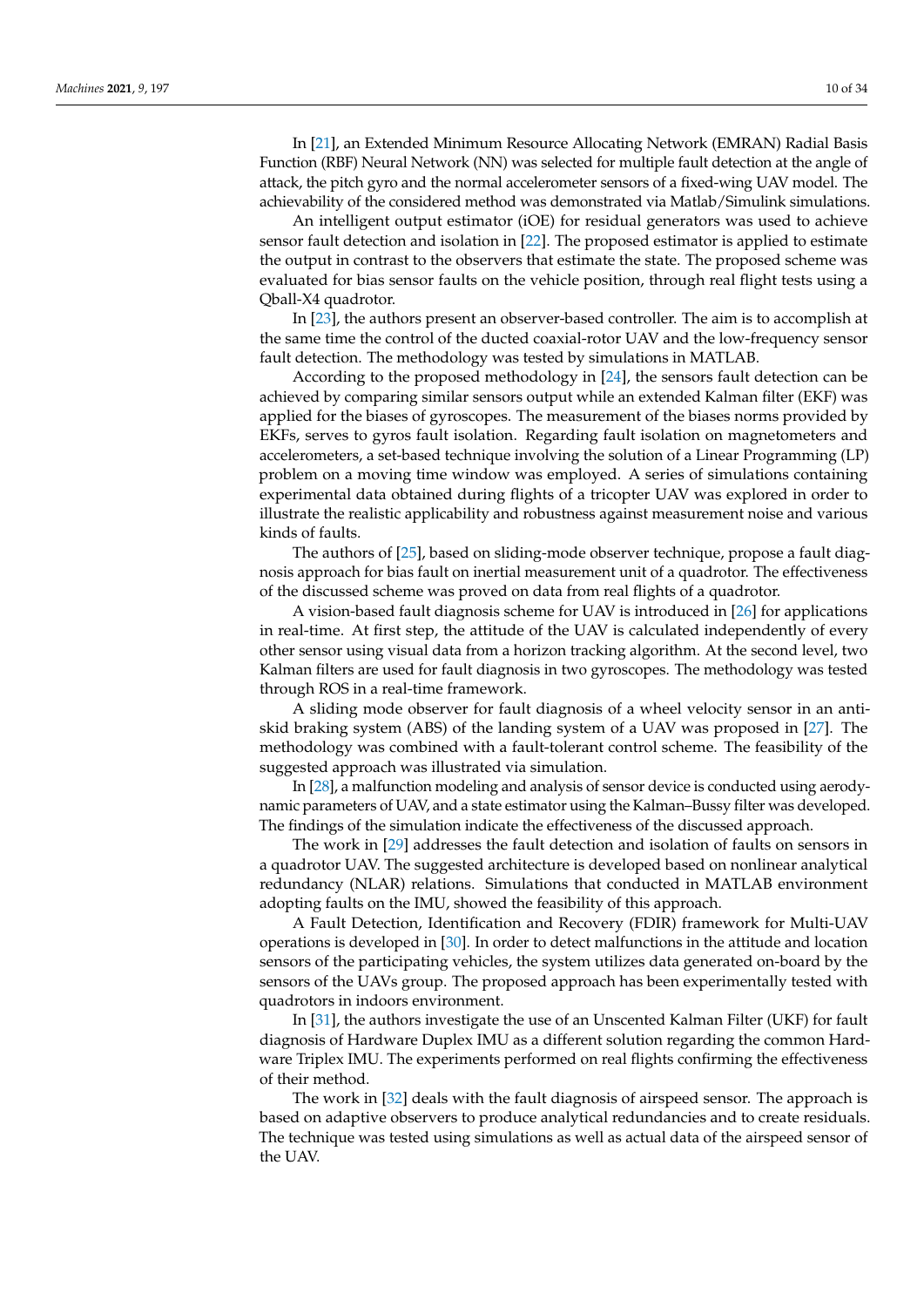In [21], an Extended Minimum Resource Allocating Network (EMRAN) Radial Basis Function (RBF) Neural Network (NN) was selected for multiple fault detection at the angle of attack, the pitch gyro and the normal accelerometer sensors of a fixed-wing UAV model. The achievability of the considered method was demonstrated via Matlab/Simulink simulations.

An intelligent output estimator (iOE) for residual generators was used to achieve sensor fault detection and isolation in [22]. The proposed estimator is applied to estimate the output in contrast to the observers that estimate the state. The proposed scheme was evaluated for bias sensor faults on the vehicle position, through real flight tests using a Qball-X4 quadrotor.

In [23], the authors present an observer-based controller. The aim is to accomplish at the same time the control of the ducted coaxial-rotor UAV and the low-frequency sensor fault detection. The methodology was tested by simulations in MATLAB.

According to the proposed methodology in [24], the sensors fault detection can be achieved by comparing similar sensors output while an extended Kalman filter (EKF) was applied for the biases of gyroscopes. The measurement of the biases norms provided by EKFs, serves to gyros fault isolation. Regarding fault isolation on magnetometers and accelerometers, a set-based technique involving the solution of a Linear Programming (LP) problem on a moving time window was employed. A series of simulations containing experimental data obtained during flights of a tricopter UAV was explored in order to illustrate the realistic applicability and robustness against measurement noise and various kinds of faults.

The authors of [25], based on sliding-mode observer technique, propose a fault diagnosis approach for bias fault on inertial measurement unit of a quadrotor. The effectiveness of the discussed scheme was proved on data from real flights of a quadrotor.

A vision-based fault diagnosis scheme for UAV is introduced in [26] for applications in real-time. At first step, the attitude of the UAV is calculated independently of every other sensor using visual data from a horizon tracking algorithm. At the second level, two Kalman filters are used for fault diagnosis in two gyroscopes. The methodology was tested through ROS in a real-time framework.

A sliding mode observer for fault diagnosis of a wheel velocity sensor in an anti-skid braking system (ABS) of the landing system of a UAV was proposed in [27]. The methodology was combined with a fault-tolerant control scheme. The feasibility of the suggested approach was illustrated via simulation.

In [28], a malfunction modeling and analysis of sensor device is conducted using aerodynamic parameters of UAV, and a state estimator using the Kalman–Bussy filter was developed. The findings of the simulation indicate the effectiveness of the discussed approach.

The work in [29] addresses the fault detection and isolation of faults on sensors in a quadrotor UAV. The suggested architecture is developed based on nonlinear analytical redundancy (NLAR) relations. Simulations that conducted in MATLAB environment adopting faults on the IMU, showed the feasibility of this approach.

A Fault Detection, Identification and Recovery (FDIR) framework for Multi-UAV operations is developed in [30]. In order to detect malfunctions in the attitude and location sensors of the participating vehicles, the system utilizes data generated on-board by the sensors of the UAVs group. The proposed approach has been experimentally tested with quadrotors in indoors environment.

In [31], the authors investigate the use of an Unscented Kalman Filter (UKF) for fault diagnosis of Hardware Duplex IMU as a different solution regarding the common Hardware Triplex IMU. The experiments performed on real flights confirming the effectiveness of their method.

The work in [32] deals with the fault diagnosis of airspeed sensor. The approach is based on adaptive observers to produce analytical redundancies and to create residuals. The technique was tested using simulations as well as actual data of the airspeed sensor of the UAV.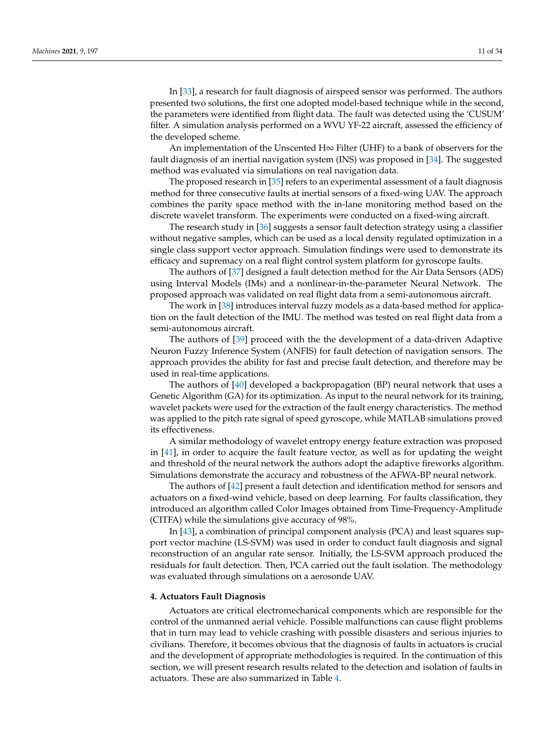In [33], a research for fault diagnosis of airspeed sensor was performed. The authors presented two solutions, the first one adopted model-based technique while in the second, the parameters were identified from flight data. The fault was detected using the 'CUSUM' filter. A simulation analysis performed on a WVU YF-22 aircraft, assessed the efficiency of the developed scheme.

An implementation of the Unscented H∞ Filter (UHF) to a bank of observers for the fault diagnosis of an inertial navigation system (INS) was proposed in [34]. The suggested method was evaluated via simulations on real navigation data.

The proposed research in [35] refers to an experimental assessment of a fault diagnosis method for three consecutive faults at inertial sensors of a fixed-wing UAV. The approach combines the parity space method with the in-lane monitoring method based on the discrete wavelet transform. The experiments were conducted on a fixed-wing aircraft.

The research study in [36] suggests a sensor fault detection strategy using a classifier without negative samples, which can be used as a local density regulated optimization in a single class support vector approach. Simulation findings were used to demonstrate its efficacy and supremacy on a real flight control system platform for gyroscope faults.

The authors of [37] designed a fault detection method for the Air Data Sensors (ADS) using Interval Models (IMs) and a nonlinear-in-the-parameter Neural Network. The proposed approach was validated on real flight data from a semi-autonomous aircraft.

The work in [38] introduces interval fuzzy models as a data-based method for application on the fault detection of the IMU. The method was tested on real flight data from a semi-autonomous aircraft.

The authors of [39] proceed with the the development of a data-driven Adaptive Neuron Fuzzy Inference System (ANFIS) for fault detection of navigation sensors. The approach provides the ability for fast and precise fault detection, and therefore may be used in real-time applications.

The authors of [40] developed a backpropagation (BP) neural network that uses a Genetic Algorithm (GA) for its optimization. As input to the neural network for its training, wavelet packets were used for the extraction of the fault energy characteristics. The method was applied to the pitch rate signal of speed gyroscope, while MATLAB simulations proved its effectiveness.

A similar methodology of wavelet entropy energy feature extraction was proposed in [41], in order to acquire the fault feature vector, as well as for updating the weight and threshold of the neural network the authors adopt the adaptive fireworks algorithm. Simulations demonstrate the accuracy and robustness of the AFWA-BP neural network.

The authors of [42] present a fault detection and identification method for sensors and actuators on a fixed-wind vehicle, based on deep learning. For faults classification, they introduced an algorithm called Color Images obtained from Time-Frequency-Amplitude (CITFA) while the simulations give accuracy of 98%.

In [43], a combination of principal component analysis (PCA) and least squares support vector machine (LS-SVM) was used in order to conduct fault diagnosis and signal reconstruction of an angular rate sensor. Initially, the LS-SVM approach produced the residuals for fault detection. Then, PCA carried out the fault isolation. The methodology was evaluated through simulations on a aerosonde UAV.

## 4. Actuators Fault Diagnosis

Actuators are critical electromechanical components which are responsible for the control of the unmanned aerial vehicle. Possible malfunctions can cause flight problems that in turn may lead to vehicle crashing with possible disasters and serious injuries to civilians. Therefore, it becomes obvious that the diagnosis of faults in actuators is crucial and the development of appropriate methodologies is required. In the continuation of this section, we will present research results related to the detection and isolation of faults in actuators. These are also summarized in Table 4.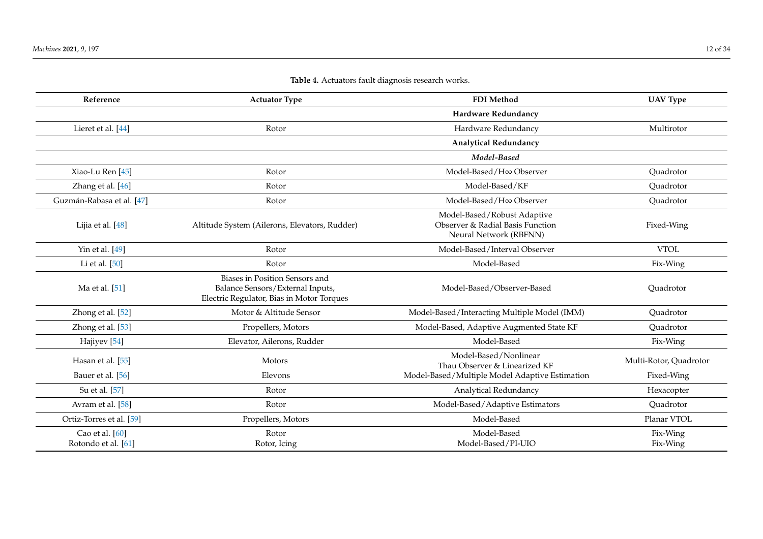**Table 4.** Actuators fault diagnosis research works.

| Reference | Actuator Type | FDI Method | UAV Type |
|---|---|---|---|
| | | **Hardware Redundancy** | |
| Lieret et al. [44] | Rotor | Hardware Redundancy | Multirotor |
| | | **Analytical Redundancy** | |
| | | ***Model-Based*** | |
| Xiao-Lu Ren [45] | Rotor | Model-Based/H∞ Observer | Quadrotor |
| Zhang et al. [46] | Rotor | Model-Based/KF | Quadrotor |
| Guzmán-Rabasa et al. [47] | Rotor | Model-Based/H∞ Observer | Quadrotor |
| Lijia et al. [48] | Altitude System (Ailerons, Elevators, Rudder) | Model-Based/Robust Adaptive Observer & Radial Basis Function Neural Network (RBFNN) | Fixed-Wing |
| Yin et al. [49] | Rotor | Model-Based/Interval Observer | VTOL |
| Li et al. [50] | Rotor | Model-Based | Fix-Wing |
| Ma et al. [51] | Biases in Position Sensors and Balance Sensors/External Inputs, Electric Regulator, Bias in Motor Torques | Model-Based/Observer-Based | Quadrotor |
| Zhong et al. [52] | Motor & Altitude Sensor | Model-Based/Interacting Multiple Model (IMM) | Quadrotor |
| Zhong et al. [53] | Propellers, Motors | Model-Based, Adaptive Augmented State KF | Quadrotor |
| Hajiyev [54] | Elevator, Ailerons, Rudder | Model-Based | Fix-Wing |
| Hasan et al. [55] | Motors | Model-Based/Nonlinear Thau Observer & Linearized KF | Multi-Rotor, Quadrotor |
| Bauer et al. [56] | Elevons | Model-Based/Multiple Model Adaptive Estimation | Fixed-Wing |
| Su et al. [57] | Rotor | Analytical Redundancy | Hexacopter |
| Avram et al. [58] | Rotor | Model-Based/Adaptive Estimators | Quadrotor |
| Ortiz-Torres et al. [59] | Propellers, Motors | Model-Based | Planar VTOL |
| Cao et al. [60] | Rotor | Model-Based | Fix-Wing |
| Rotondo et al. [61] | Rotor, Icing | Model-Based/PI-UIO | Fix-Wing |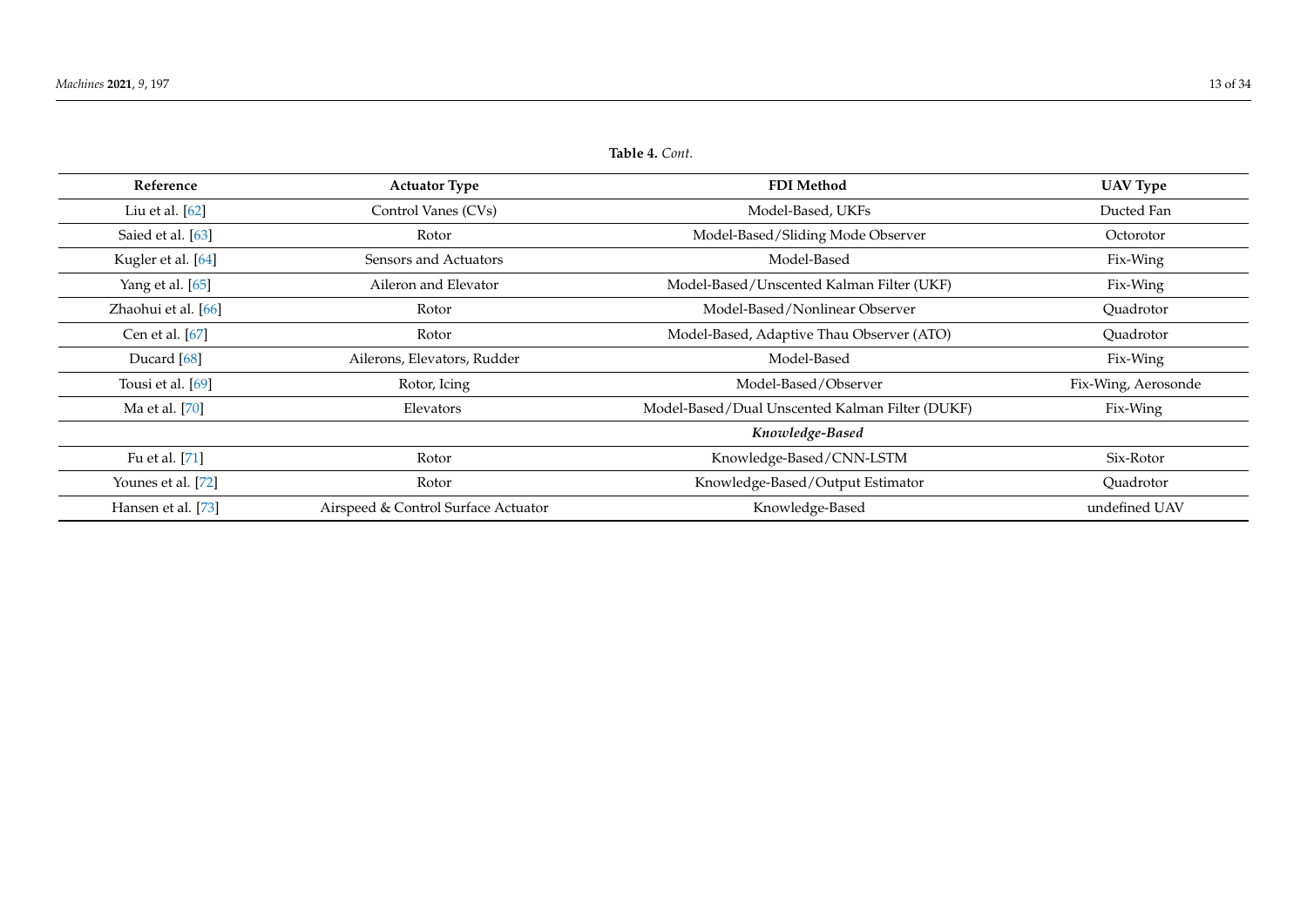**Table 4.** *Cont.*

| Reference | Actuator Type | FDI Method | UAV Type |
|---|---|---|---|
| Liu et al. [62] | Control Vanes (CVs) | Model-Based, UKFs | Ducted Fan |
| Saied et al. [63] | Rotor | Model-Based/Sliding Mode Observer | Octorotor |
| Kugler et al. [64] | Sensors and Actuators | Model-Based | Fix-Wing |
| Yang et al. [65] | Aileron and Elevator | Model-Based/Unscented Kalman Filter (UKF) | Fix-Wing |
| Zhaohui et al. [66] | Rotor | Model-Based/Nonlinear Observer | Quadrotor |
| Cen et al. [67] | Rotor | Model-Based, Adaptive Thau Observer (ATO) | Quadrotor |
| Ducard [68] | Ailerons, Elevators, Rudder | Model-Based | Fix-Wing |
| Tousi et al. [69] | Rotor, Icing | Model-Based/Observer | Fix-Wing, Aerosonde |
| Ma et al. [70] | Elevators | Model-Based/Dual Unscented Kalman Filter (DUKF) | Fix-Wing |
| | | ***Knowledge-Based*** | |
| Fu et al. [71] | Rotor | Knowledge-Based/CNN-LSTM | Six-Rotor |
| Younes et al. [72] | Rotor | Knowledge-Based/Output Estimator | Quadrotor |
| Hansen et al. [73] | Airspeed & Control Surface Actuator | Knowledge-Based | undefined UAV |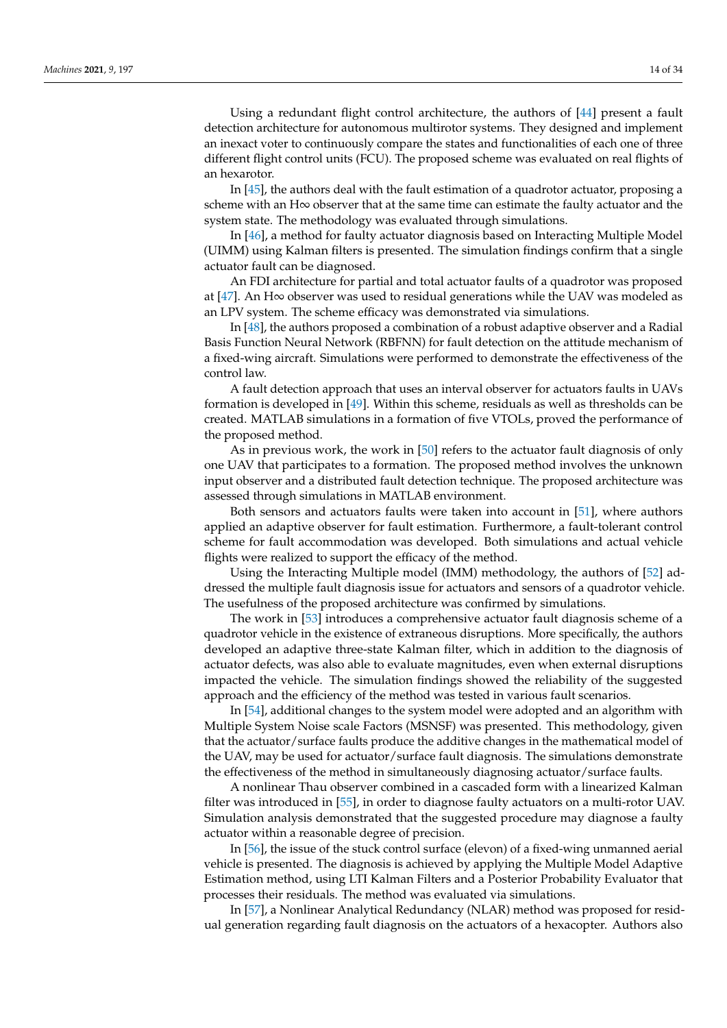Using a redundant flight control architecture, the authors of [44] present a fault detection architecture for autonomous multirotor systems. They designed and implement an inexact voter to continuously compare the states and functionalities of each one of three different flight control units (FCU). The proposed scheme was evaluated on real flights of an hexarotor.

In [45], the authors deal with the fault estimation of a quadrotor actuator, proposing a scheme with an $H\infty$ observer that at the same time can estimate the faulty actuator and the system state. The methodology was evaluated through simulations.

In [46], a method for faulty actuator diagnosis based on Interacting Multiple Model (UIMM) using Kalman filters is presented. The simulation findings confirm that a single actuator fault can be diagnosed.

An FDI architecture for partial and total actuator faults of a quadrotor was proposed at [47]. An $H\infty$ observer was used to residual generations while the UAV was modeled as an LPV system. The scheme efficacy was demonstrated via simulations.

In [48], the authors proposed a combination of a robust adaptive observer and a Radial Basis Function Neural Network (RBFNN) for fault detection on the attitude mechanism of a fixed-wing aircraft. Simulations were performed to demonstrate the effectiveness of the control law.

A fault detection approach that uses an interval observer for actuators faults in UAVs formation is developed in [49]. Within this scheme, residuals as well as thresholds can be created. MATLAB simulations in a formation of five VTOLs, proved the performance of the proposed method.

As in previous work, the work in [50] refers to the actuator fault diagnosis of only one UAV that participates to a formation. The proposed method involves the unknown input observer and a distributed fault detection technique. The proposed architecture was assessed through simulations in MATLAB environment.

Both sensors and actuators faults were taken into account in [51], where authors applied an adaptive observer for fault estimation. Furthermore, a fault-tolerant control scheme for fault accommodation was developed. Both simulations and actual vehicle flights were realized to support the efficacy of the method.

Using the Interacting Multiple model (IMM) methodology, the authors of [52] addressed the multiple fault diagnosis issue for actuators and sensors of a quadrotor vehicle. The usefulness of the proposed architecture was confirmed by simulations.

The work in [53] introduces a comprehensive actuator fault diagnosis scheme of a quadrotor vehicle in the existence of extraneous disruptions. More specifically, the authors developed an adaptive three-state Kalman filter, which in addition to the diagnosis of actuator defects, was also able to evaluate magnitudes, even when external disruptions impacted the vehicle. The simulation findings showed the reliability of the suggested approach and the efficiency of the method was tested in various fault scenarios.

In [54], additional changes to the system model were adopted and an algorithm with Multiple System Noise scale Factors (MSNSF) was presented. This methodology, given that the actuator/surface faults produce the additive changes in the mathematical model of the UAV, may be used for actuator/surface fault diagnosis. The simulations demonstrate the effectiveness of the method in simultaneously diagnosing actuator/surface faults.

A nonlinear Thau observer combined in a cascaded form with a linearized Kalman filter was introduced in [55], in order to diagnose faulty actuators on a multi-rotor UAV. Simulation analysis demonstrated that the suggested procedure may diagnose a faulty actuator within a reasonable degree of precision.

In [56], the issue of the stuck control surface (elevon) of a fixed-wing unmanned aerial vehicle is presented. The diagnosis is achieved by applying the Multiple Model Adaptive Estimation method, using LTI Kalman Filters and a Posterior Probability Evaluator that processes their residuals. The method was evaluated via simulations.

In [57], a Nonlinear Analytical Redundancy (NLAR) method was proposed for residual generation regarding fault diagnosis on the actuators of a hexacopter. Authors also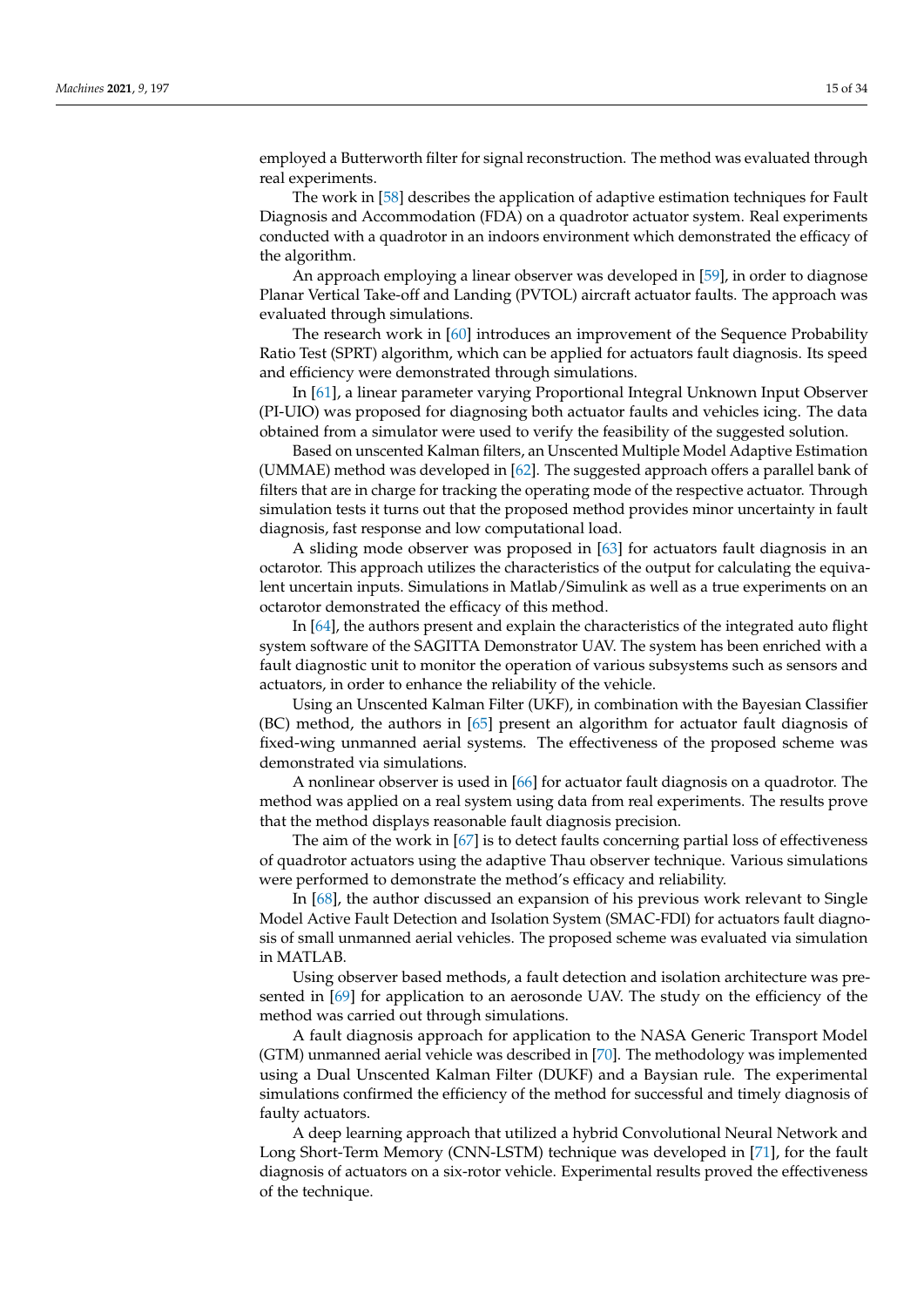employed a Butterworth filter for signal reconstruction. The method was evaluated through real experiments.

The work in [58] describes the application of adaptive estimation techniques for Fault Diagnosis and Accommodation (FDA) on a quadrotor actuator system. Real experiments conducted with a quadrotor in an indoors environment which demonstrated the efficacy of the algorithm.

An approach employing a linear observer was developed in [59], in order to diagnose Planar Vertical Take-off and Landing (PVTOL) aircraft actuator faults. The approach was evaluated through simulations.

The research work in [60] introduces an improvement of the Sequence Probability Ratio Test (SPRT) algorithm, which can be applied for actuators fault diagnosis. Its speed and efficiency were demonstrated through simulations.

In [61], a linear parameter varying Proportional Integral Unknown Input Observer (PI-UIO) was proposed for diagnosing both actuator faults and vehicles icing. The data obtained from a simulator were used to verify the feasibility of the suggested solution.

Based on unscented Kalman filters, an Unscented Multiple Model Adaptive Estimation (UMMAE) method was developed in [62]. The suggested approach offers a parallel bank of filters that are in charge for tracking the operating mode of the respective actuator. Through simulation tests it turns out that the proposed method provides minor uncertainty in fault diagnosis, fast response and low computational load.

A sliding mode observer was proposed in [63] for actuators fault diagnosis in an octarotor. This approach utilizes the characteristics of the output for calculating the equivalent uncertain inputs. Simulations in Matlab/Simulink as well as a true experiments on an octarotor demonstrated the efficacy of this method.

In [64], the authors present and explain the characteristics of the integrated auto flight system software of the SAGITTA Demonstrator UAV. The system has been enriched with a fault diagnostic unit to monitor the operation of various subsystems such as sensors and actuators, in order to enhance the reliability of the vehicle.

Using an Unscented Kalman Filter (UKF), in combination with the Bayesian Classifier (BC) method, the authors in [65] present an algorithm for actuator fault diagnosis of fixed-wing unmanned aerial systems. The effectiveness of the proposed scheme was demonstrated via simulations.

A nonlinear observer is used in [66] for actuator fault diagnosis on a quadrotor. The method was applied on a real system using data from real experiments. The results prove that the method displays reasonable fault diagnosis precision.

The aim of the work in [67] is to detect faults concerning partial loss of effectiveness of quadrotor actuators using the adaptive Thau observer technique. Various simulations were performed to demonstrate the method's efficacy and reliability.

In [68], the author discussed an expansion of his previous work relevant to Single Model Active Fault Detection and Isolation System (SMAC-FDI) for actuators fault diagnosis of small unmanned aerial vehicles. The proposed scheme was evaluated via simulation in MATLAB.

Using observer based methods, a fault detection and isolation architecture was presented in [69] for application to an aerosonde UAV. The study on the efficiency of the method was carried out through simulations.

A fault diagnosis approach for application to the NASA Generic Transport Model (GTM) unmanned aerial vehicle was described in [70]. The methodology was implemented using a Dual Unscented Kalman Filter (DUKF) and a Baysian rule. The experimental simulations confirmed the efficiency of the method for successful and timely diagnosis of faulty actuators.

A deep learning approach that utilized a hybrid Convolutional Neural Network and Long Short-Term Memory (CNN-LSTM) technique was developed in [71], for the fault diagnosis of actuators on a six-rotor vehicle. Experimental results proved the effectiveness of the technique.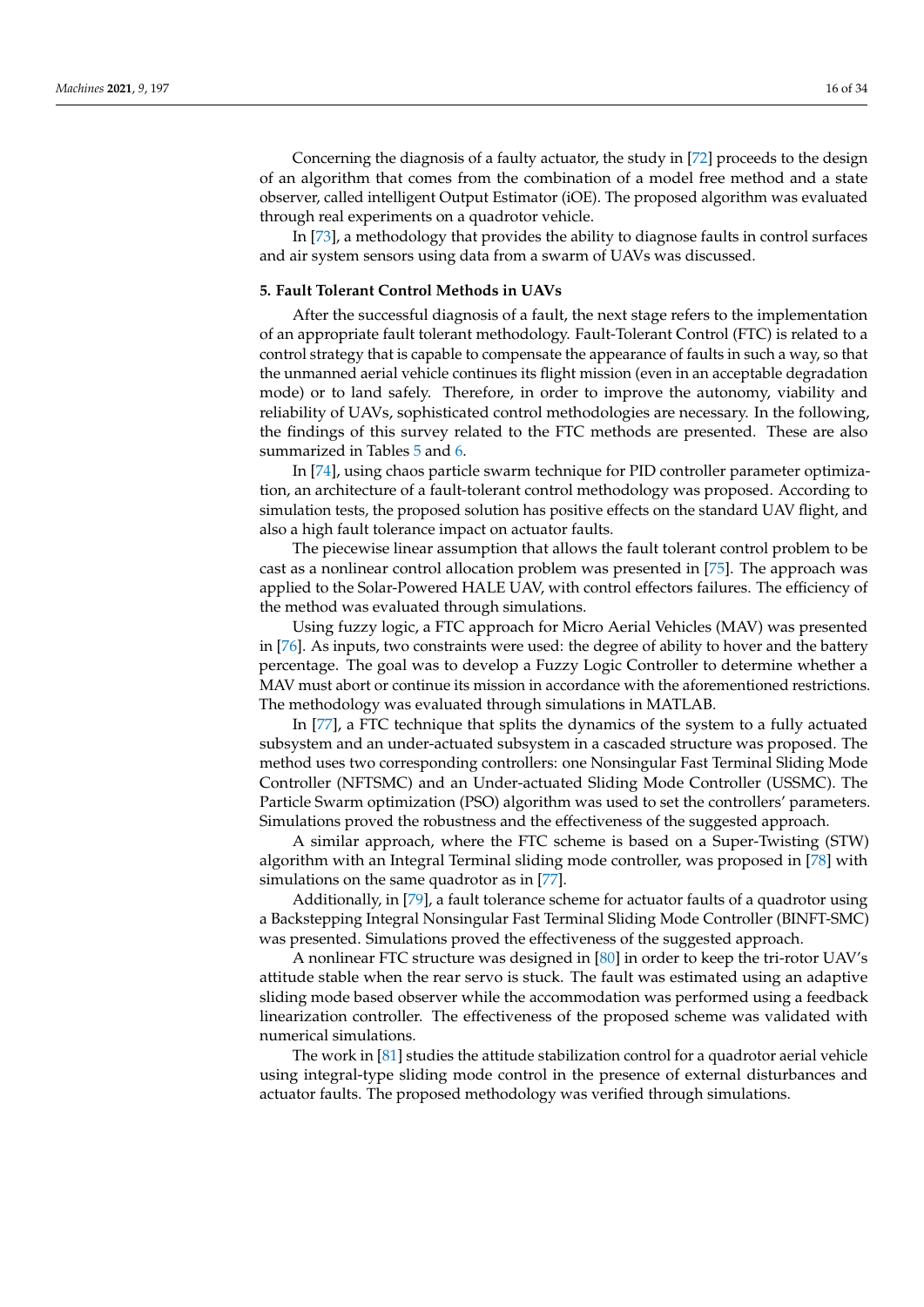Concerning the diagnosis of a faulty actuator, the study in [72] proceeds to the design of an algorithm that comes from the combination of a model free method and a state observer, called intelligent Output Estimator (iOE). The proposed algorithm was evaluated through real experiments on a quadrotor vehicle.

In [73], a methodology that provides the ability to diagnose faults in control surfaces and air system sensors using data from a swarm of UAVs was discussed.

## 5. Fault Tolerant Control Methods in UAVs

After the successful diagnosis of a fault, the next stage refers to the implementation of an appropriate fault tolerant methodology. Fault-Tolerant Control (FTC) is related to a control strategy that is capable to compensate the appearance of faults in such a way, so that the unmanned aerial vehicle continues its flight mission (even in an acceptable degradation mode) or to land safely. Therefore, in order to improve the autonomy, viability and reliability of UAVs, sophisticated control methodologies are necessary. In the following, the findings of this survey related to the FTC methods are presented. These are also summarized in Tables 5 and 6.

In [74], using chaos particle swarm technique for PID controller parameter optimization, an architecture of a fault-tolerant control methodology was proposed. According to simulation tests, the proposed solution has positive effects on the standard UAV flight, and also a high fault tolerance impact on actuator faults.

The piecewise linear assumption that allows the fault tolerant control problem to be cast as a nonlinear control allocation problem was presented in [75]. The approach was applied to the Solar-Powered HALE UAV, with control effectors failures. The efficiency of the method was evaluated through simulations.

Using fuzzy logic, a FTC approach for Micro Aerial Vehicles (MAV) was presented in [76]. As inputs, two constraints were used: the degree of ability to hover and the battery percentage. The goal was to develop a Fuzzy Logic Controller to determine whether a MAV must abort or continue its mission in accordance with the aforementioned restrictions. The methodology was evaluated through simulations in MATLAB.

In [77], a FTC technique that splits the dynamics of the system to a fully actuated subsystem and an under-actuated subsystem in a cascaded structure was proposed. The method uses two corresponding controllers: one Nonsingular Fast Terminal Sliding Mode Controller (NFTSMC) and an Under-actuated Sliding Mode Controller (USSMC). The Particle Swarm optimization (PSO) algorithm was used to set the controllers' parameters. Simulations proved the robustness and the effectiveness of the suggested approach.

A similar approach, where the FTC scheme is based on a Super-Twisting (STW) algorithm with an Integral Terminal sliding mode controller, was proposed in [78] with simulations on the same quadrotor as in [77].

Additionally, in [79], a fault tolerance scheme for actuator faults of a quadrotor using a Backstepping Integral Nonsingular Fast Terminal Sliding Mode Controller (BINFT-SMC) was presented. Simulations proved the effectiveness of the suggested approach.

A nonlinear FTC structure was designed in [80] in order to keep the tri-rotor UAV's attitude stable when the rear servo is stuck. The fault was estimated using an adaptive sliding mode based observer while the accommodation was performed using a feedback linearization controller. The effectiveness of the proposed scheme was validated with numerical simulations.

The work in [81] studies the attitude stabilization control for a quadrotor aerial vehicle using integral-type sliding mode control in the presence of external disturbances and actuator faults. The proposed methodology was verified through simulations.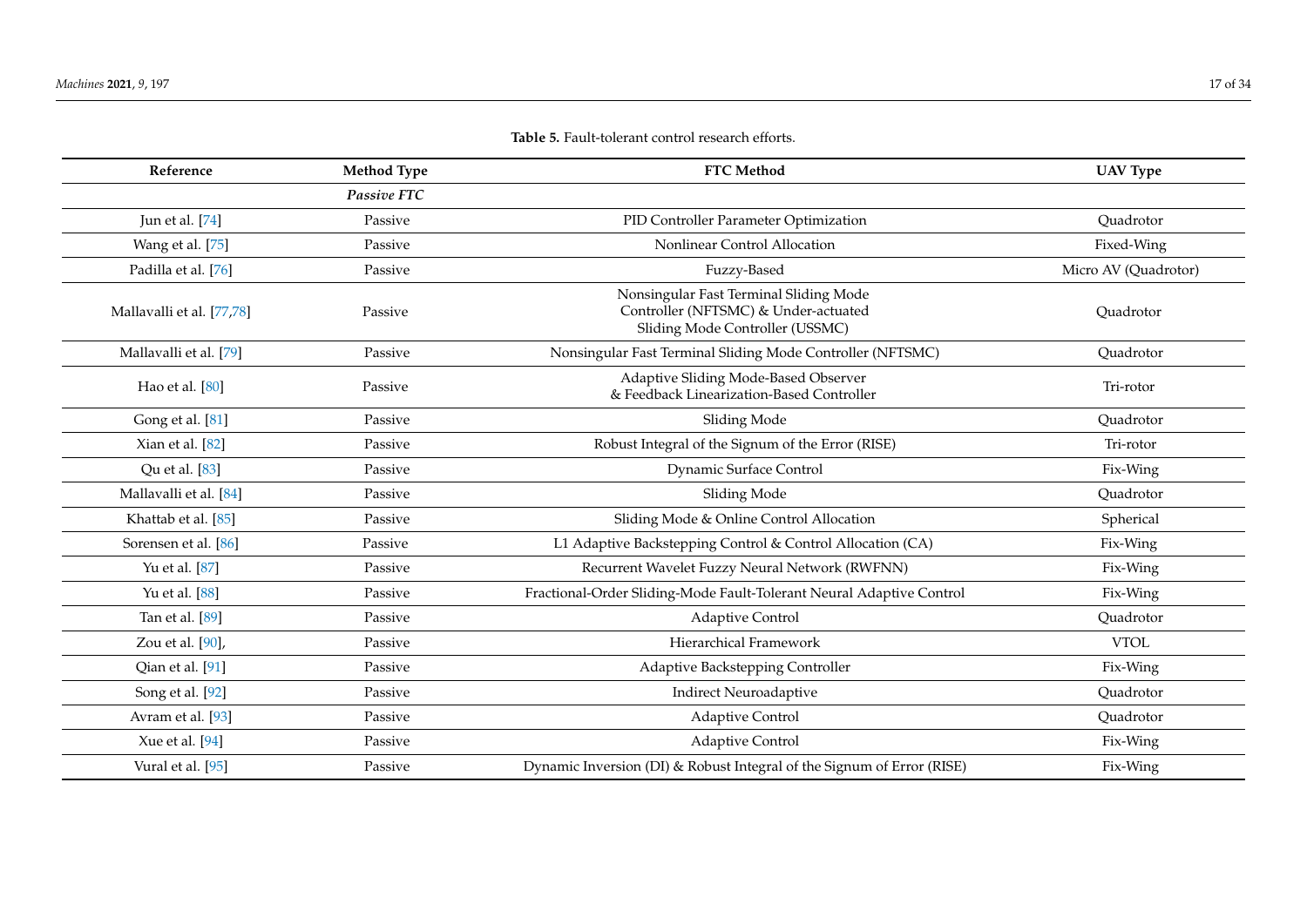**Table 5.** Fault-tolerant control research efforts.

| Reference | Method Type | FTC Method | UAV Type |
|---|---|---|---|
| | *Passive FTC* | | |
| Jun et al. [74] | Passive | PID Controller Parameter Optimization | Quadrotor |
| Wang et al. [75] | Passive | Nonlinear Control Allocation | Fixed-Wing |
| Padilla et al. [76] | Passive | Fuzzy-Based | Micro AV (Quadrotor) |
| Mallavalli et al. [77,78] | Passive | Nonsingular Fast Terminal Sliding Mode Controller (NFTSMC) & Under-actuated Sliding Mode Controller (USSMC) | Quadrotor |
| Mallavalli et al. [79] | Passive | Nonsingular Fast Terminal Sliding Mode Controller (NFTSMC) | Quadrotor |
| Hao et al. [80] | Passive | Adaptive Sliding Mode-Based Observer & Feedback Linearization-Based Controller | Tri-rotor |
| Gong et al. [81] | Passive | Sliding Mode | Quadrotor |
| Xian et al. [82] | Passive | Robust Integral of the Signum of the Error (RISE) | Tri-rotor |
| Qu et al. [83] | Passive | Dynamic Surface Control | Fix-Wing |
| Mallavalli et al. [84] | Passive | Sliding Mode | Quadrotor |
| Khattab et al. [85] | Passive | Sliding Mode & Online Control Allocation | Spherical |
| Sorensen et al. [86] | Passive | L1 Adaptive Backstepping Control & Control Allocation (CA) | Fix-Wing |
| Yu et al. [87] | Passive | Recurrent Wavelet Fuzzy Neural Network (RWFNN) | Fix-Wing |
| Yu et al. [88] | Passive | Fractional-Order Sliding-Mode Fault-Tolerant Neural Adaptive Control | Fix-Wing |
| Tan et al. [89] | Passive | Adaptive Control | Quadrotor |
| Zou et al. [90], | Passive | Hierarchical Framework | VTOL |
| Qian et al. [91] | Passive | Adaptive Backstepping Controller | Fix-Wing |
| Song et al. [92] | Passive | Indirect Neuroadaptive | Quadrotor |
| Avram et al. [93] | Passive | Adaptive Control | Quadrotor |
| Xue et al. [94] | Passive | Adaptive Control | Fix-Wing |
| Vural et al. [95] | Passive | Dynamic Inversion (DI) & Robust Integral of the Signum of Error (RISE) | Fix-Wing |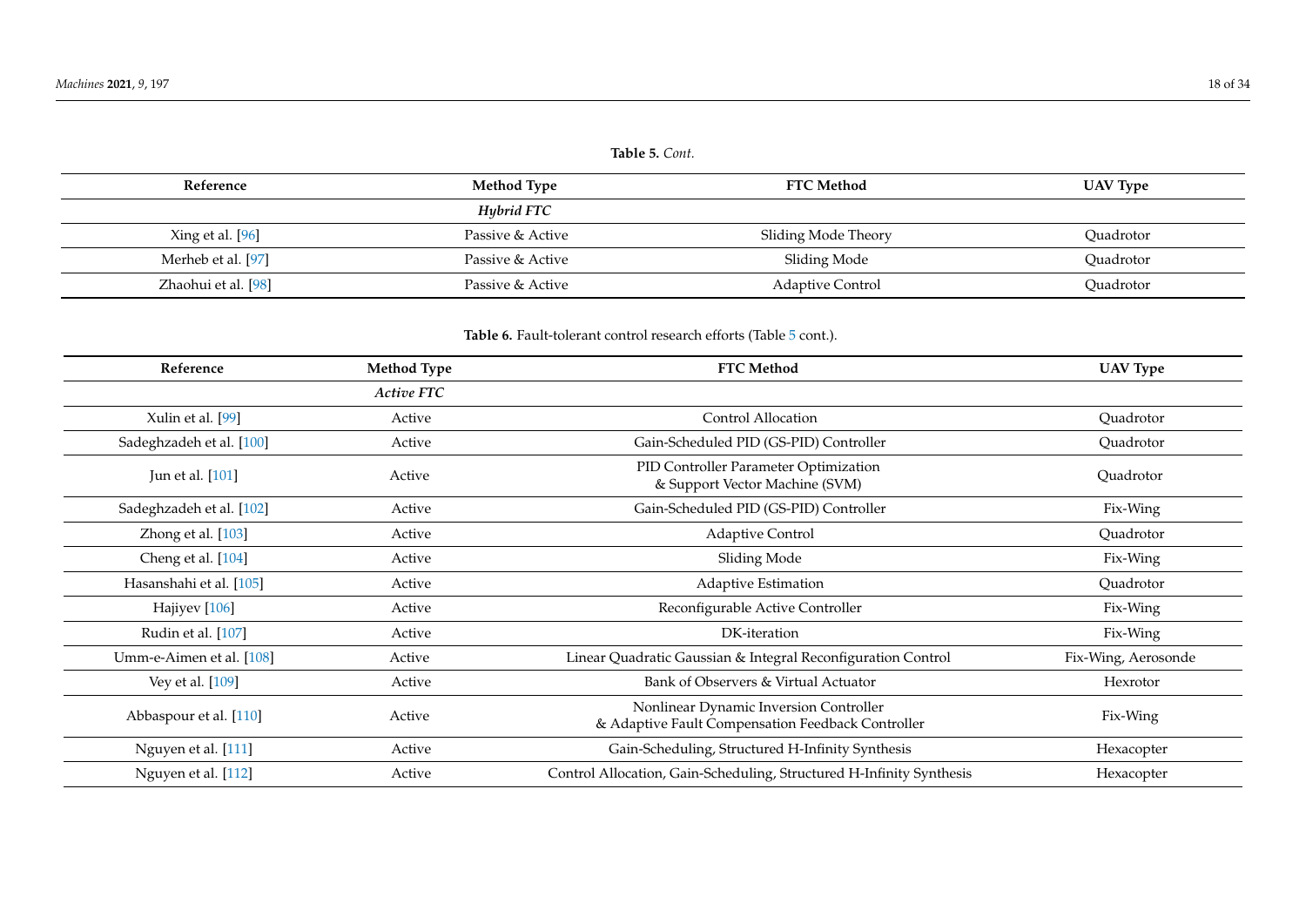**Table 5.** *Cont.*

| Reference | Method Type | FTC Method | UAV Type |
| --- | --- | --- | --- |
| | *Hybrid FTC* | | |
| Xing et al. [96] | Passive & Active | Sliding Mode Theory | Quadrotor |
| Merheb et al. [97] | Passive & Active | Sliding Mode | Quadrotor |
| Zhaohui et al. [98] | Passive & Active | Adaptive Control | Quadrotor |

**Table 6.** Fault-tolerant control research efforts (Table 5 cont.).

| Reference | Method Type | FTC Method | UAV Type |
| --- | --- | --- | --- |
| | *Active FTC* | | |
| Xulin et al. [99] | Active | Control Allocation | Quadrotor |
| Sadeghzadeh et al. [100] | Active | Gain-Scheduled PID (GS-PID) Controller | Quadrotor |
| Jun et al. [101] | Active | PID Controller Parameter Optimization & Support Vector Machine (SVM) | Quadrotor |
| Sadeghzadeh et al. [102] | Active | Gain-Scheduled PID (GS-PID) Controller | Fix-Wing |
| Zhong et al. [103] | Active | Adaptive Control | Quadrotor |
| Cheng et al. [104] | Active | Sliding Mode | Fix-Wing |
| Hasanshahi et al. [105] | Active | Adaptive Estimation | Quadrotor |
| Hajiyev [106] | Active | Reconfigurable Active Controller | Fix-Wing |
| Rudin et al. [107] | Active | DK-iteration | Fix-Wing |
| Umm-e-Aimen et al. [108] | Active | Linear Quadratic Gaussian & Integral Reconfiguration Control | Fix-Wing, Aerosonde |
| Vey et al. [109] | Active | Bank of Observers & Virtual Actuator | Hexrotor |
| Abbaspour et al. [110] | Active | Nonlinear Dynamic Inversion Controller & Adaptive Fault Compensation Feedback Controller | Fix-Wing |
| Nguyen et al. [111] | Active | Gain-Scheduling, Structured H-Infinity Synthesis | Hexacopter |
| Nguyen et al. [112] | Active | Control Allocation, Gain-Scheduling, Structured H-Infinity Synthesis | Hexacopter |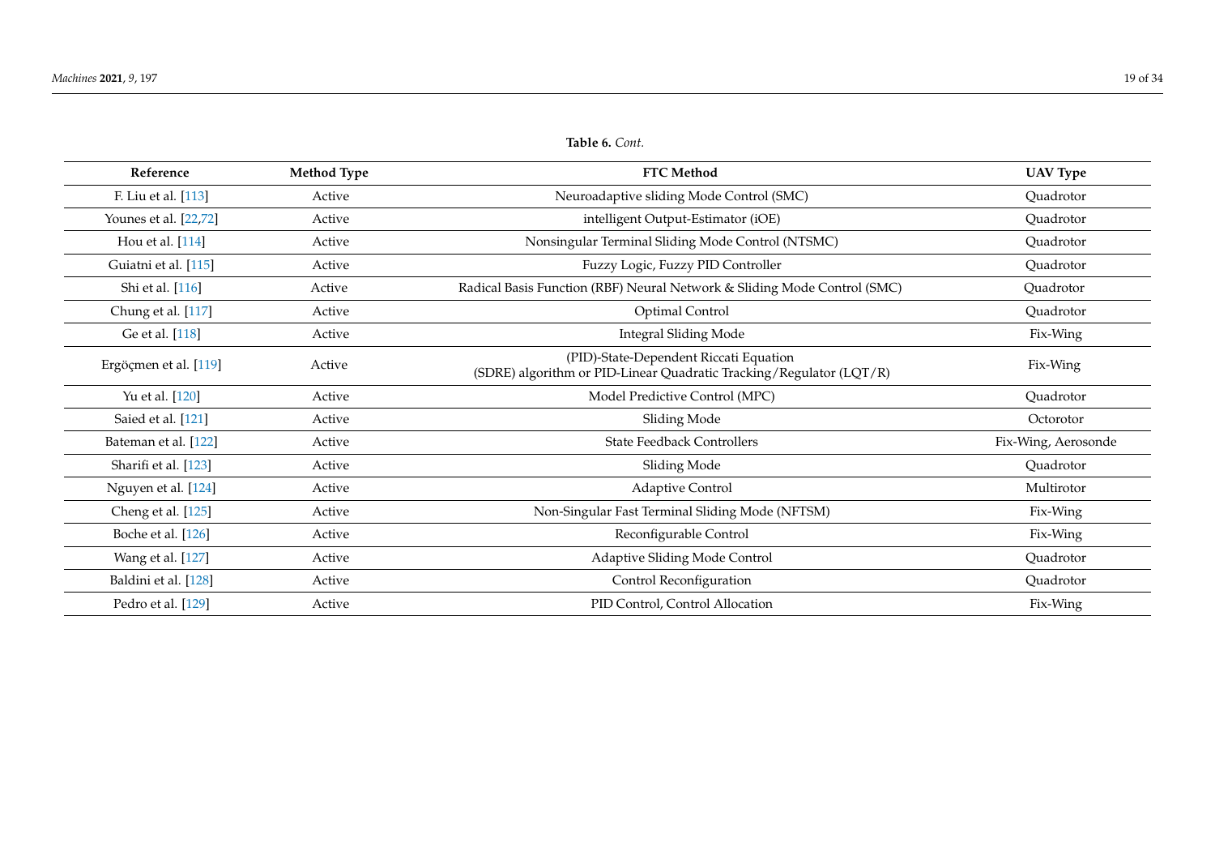**Table 6.** *Cont.*

| Reference | Method Type | FTC Method | UAV Type |
| --- | --- | --- | --- |
| F. Liu et al. [113] | Active | Neuroadaptive sliding Mode Control (SMC) | Quadrotor |
| Younes et al. [22,72] | Active | intelligent Output-Estimator (iOE) | Quadrotor |
| Hou et al. [114] | Active | Nonsingular Terminal Sliding Mode Control (NTSMC) | Quadrotor |
| Guiatni et al. [115] | Active | Fuzzy Logic, Fuzzy PID Controller | Quadrotor |
| Shi et al. [116] | Active | Radical Basis Function (RBF) Neural Network & Sliding Mode Control (SMC) | Quadrotor |
| Chung et al. [117] | Active | Optimal Control | Quadrotor |
| Ge et al. [118] | Active | Integral Sliding Mode | Fix-Wing |
| Ergöçmen et al. [119] | Active | (PID)-State-Dependent Riccati Equation (SDRE) algorithm or PID-Linear Quadratic Tracking/Regulator (LQT/R) | Fix-Wing |
| Yu et al. [120] | Active | Model Predictive Control (MPC) | Quadrotor |
| Saied et al. [121] | Active | Sliding Mode | Octorotor |
| Bateman et al. [122] | Active | State Feedback Controllers | Fix-Wing, Aerosonde |
| Sharifi et al. [123] | Active | Sliding Mode | Quadrotor |
| Nguyen et al. [124] | Active | Adaptive Control | Multirotor |
| Cheng et al. [125] | Active | Non-Singular Fast Terminal Sliding Mode (NFTSM) | Fix-Wing |
| Boche et al. [126] | Active | Reconfigurable Control | Fix-Wing |
| Wang et al. [127] | Active | Adaptive Sliding Mode Control | Quadrotor |
| Baldini et al. [128] | Active | Control Reconfiguration | Quadrotor |
| Pedro et al. [129] | Active | PID Control, Control Allocation | Fix-Wing |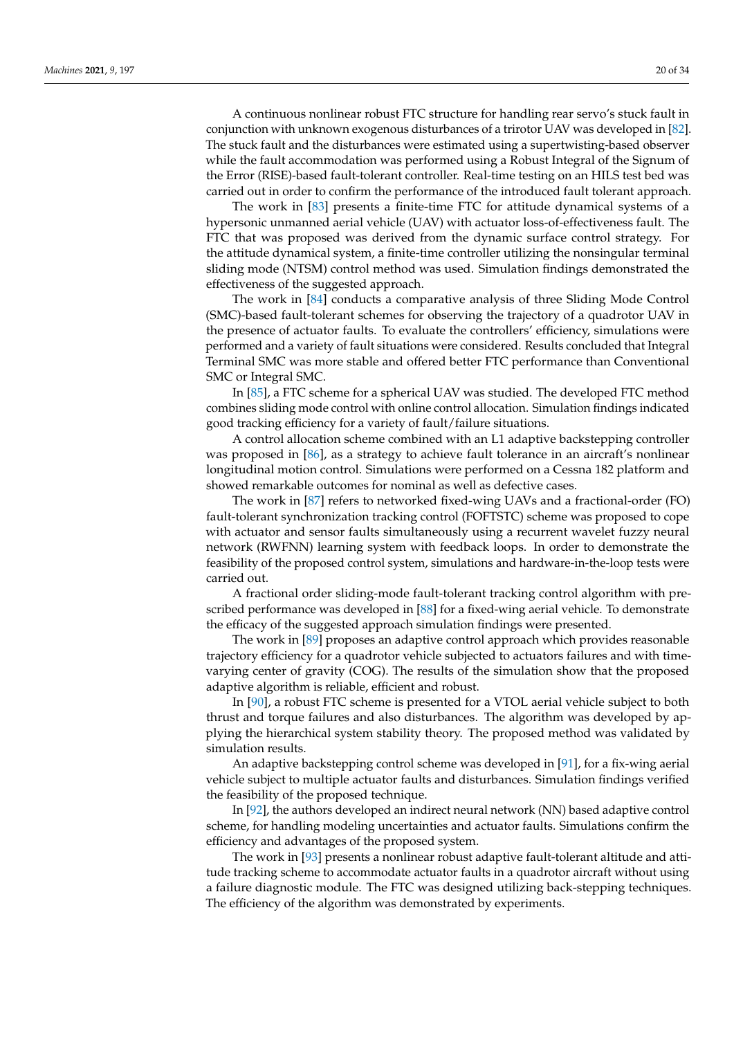A continuous nonlinear robust FTC structure for handling rear servo's stuck fault in conjunction with unknown exogenous disturbances of a trirotor UAV was developed in [82]. The stuck fault and the disturbances were estimated using a supertwisting-based observer while the fault accommodation was performed using a Robust Integral of the Signum of the Error (RISE)-based fault-tolerant controller. Real-time testing on an HILS test bed was carried out in order to confirm the performance of the introduced fault tolerant approach.

The work in [83] presents a finite-time FTC for attitude dynamical systems of a hypersonic unmanned aerial vehicle (UAV) with actuator loss-of-effectiveness fault. The FTC that was proposed was derived from the dynamic surface control strategy. For the attitude dynamical system, a finite-time controller utilizing the nonsingular terminal sliding mode (NTSM) control method was used. Simulation findings demonstrated the effectiveness of the suggested approach.

The work in [84] conducts a comparative analysis of three Sliding Mode Control (SMC)-based fault-tolerant schemes for observing the trajectory of a quadrotor UAV in the presence of actuator faults. To evaluate the controllers' efficiency, simulations were performed and a variety of fault situations were considered. Results concluded that Integral Terminal SMC was more stable and offered better FTC performance than Conventional SMC or Integral SMC.

In [85], a FTC scheme for a spherical UAV was studied. The developed FTC method combines sliding mode control with online control allocation. Simulation findings indicated good tracking efficiency for a variety of fault/failure situations.

A control allocation scheme combined with an L1 adaptive backstepping controller was proposed in [86], as a strategy to achieve fault tolerance in an aircraft's nonlinear longitudinal motion control. Simulations were performed on a Cessna 182 platform and showed remarkable outcomes for nominal as well as defective cases.

The work in [87] refers to networked fixed-wing UAVs and a fractional-order (FO) fault-tolerant synchronization tracking control (FOFTSTC) scheme was proposed to cope with actuator and sensor faults simultaneously using a recurrent wavelet fuzzy neural network (RWFNN) learning system with feedback loops. In order to demonstrate the feasibility of the proposed control system, simulations and hardware-in-the-loop tests were carried out.

A fractional order sliding-mode fault-tolerant tracking control algorithm with prescribed performance was developed in [88] for a fixed-wing aerial vehicle. To demonstrate the efficacy of the suggested approach simulation findings were presented.

The work in [89] proposes an adaptive control approach which provides reasonable trajectory efficiency for a quadrotor vehicle subjected to actuators failures and with time-varying center of gravity (COG). The results of the simulation show that the proposed adaptive algorithm is reliable, efficient and robust.

In [90], a robust FTC scheme is presented for a VTOL aerial vehicle subject to both thrust and torque failures and also disturbances. The algorithm was developed by applying the hierarchical system stability theory. The proposed method was validated by simulation results.

An adaptive backstepping control scheme was developed in [91], for a fix-wing aerial vehicle subject to multiple actuator faults and disturbances. Simulation findings verified the feasibility of the proposed technique.

In [92], the authors developed an indirect neural network (NN) based adaptive control scheme, for handling modeling uncertainties and actuator faults. Simulations confirm the efficiency and advantages of the proposed system.

The work in [93] presents a nonlinear robust adaptive fault-tolerant altitude and attitude tracking scheme to accommodate actuator faults in a quadrotor aircraft without using a failure diagnostic module. The FTC was designed utilizing back-stepping techniques. The efficiency of the algorithm was demonstrated by experiments.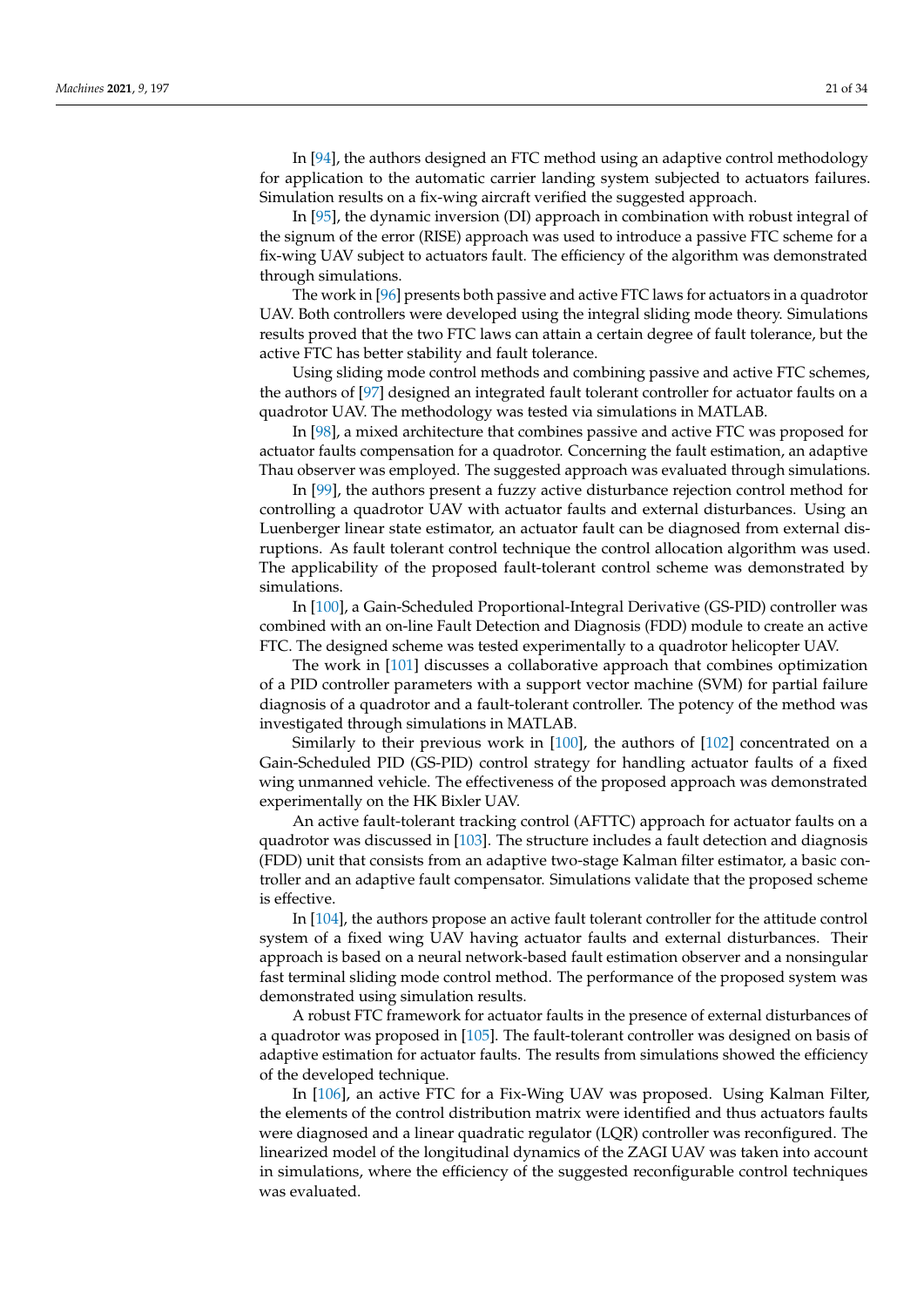In [94], the authors designed an FTC method using an adaptive control methodology for application to the automatic carrier landing system subjected to actuators failures. Simulation results on a fix-wing aircraft verified the suggested approach.

In [95], the dynamic inversion (DI) approach in combination with robust integral of the signum of the error (RISE) approach was used to introduce a passive FTC scheme for a fix-wing UAV subject to actuators fault. The efficiency of the algorithm was demonstrated through simulations.

The work in [96] presents both passive and active FTC laws for actuators in a quadrotor UAV. Both controllers were developed using the integral sliding mode theory. Simulations results proved that the two FTC laws can attain a certain degree of fault tolerance, but the active FTC has better stability and fault tolerance.

Using sliding mode control methods and combining passive and active FTC schemes, the authors of [97] designed an integrated fault tolerant controller for actuator faults on a quadrotor UAV. The methodology was tested via simulations in MATLAB.

In [98], a mixed architecture that combines passive and active FTC was proposed for actuator faults compensation for a quadrotor. Concerning the fault estimation, an adaptive Thau observer was employed. The suggested approach was evaluated through simulations.

In [99], the authors present a fuzzy active disturbance rejection control method for controlling a quadrotor UAV with actuator faults and external disturbances. Using an Luenberger linear state estimator, an actuator fault can be diagnosed from external disruptions. As fault tolerant control technique the control allocation algorithm was used. The applicability of the proposed fault-tolerant control scheme was demonstrated by simulations.

In [100], a Gain-Scheduled Proportional-Integral Derivative (GS-PID) controller was combined with an on-line Fault Detection and Diagnosis (FDD) module to create an active FTC. The designed scheme was tested experimentally to a quadrotor helicopter UAV.

The work in [101] discusses a collaborative approach that combines optimization of a PID controller parameters with a support vector machine (SVM) for partial failure diagnosis of a quadrotor and a fault-tolerant controller. The potency of the method was investigated through simulations in MATLAB.

Similarly to their previous work in [100], the authors of [102] concentrated on a Gain-Scheduled PID (GS-PID) control strategy for handling actuator faults of a fixed wing unmanned vehicle. The effectiveness of the proposed approach was demonstrated experimentally on the HK Bixler UAV.

An active fault-tolerant tracking control (AFTTC) approach for actuator faults on a quadrotor was discussed in [103]. The structure includes a fault detection and diagnosis (FDD) unit that consists from an adaptive two-stage Kalman filter estimator, a basic controller and an adaptive fault compensator. Simulations validate that the proposed scheme is effective.

In [104], the authors propose an active fault tolerant controller for the attitude control system of a fixed wing UAV having actuator faults and external disturbances. Their approach is based on a neural network-based fault estimation observer and a nonsingular fast terminal sliding mode control method. The performance of the proposed system was demonstrated using simulation results.

A robust FTC framework for actuator faults in the presence of external disturbances of a quadrotor was proposed in [105]. The fault-tolerant controller was designed on basis of adaptive estimation for actuator faults. The results from simulations showed the efficiency of the developed technique.

In [106], an active FTC for a Fix-Wing UAV was proposed. Using Kalman Filter, the elements of the control distribution matrix were identified and thus actuators faults were diagnosed and a linear quadratic regulator (LQR) controller was reconfigured. The linearized model of the longitudinal dynamics of the ZAGI UAV was taken into account in simulations, where the efficiency of the suggested reconfigurable control techniques was evaluated.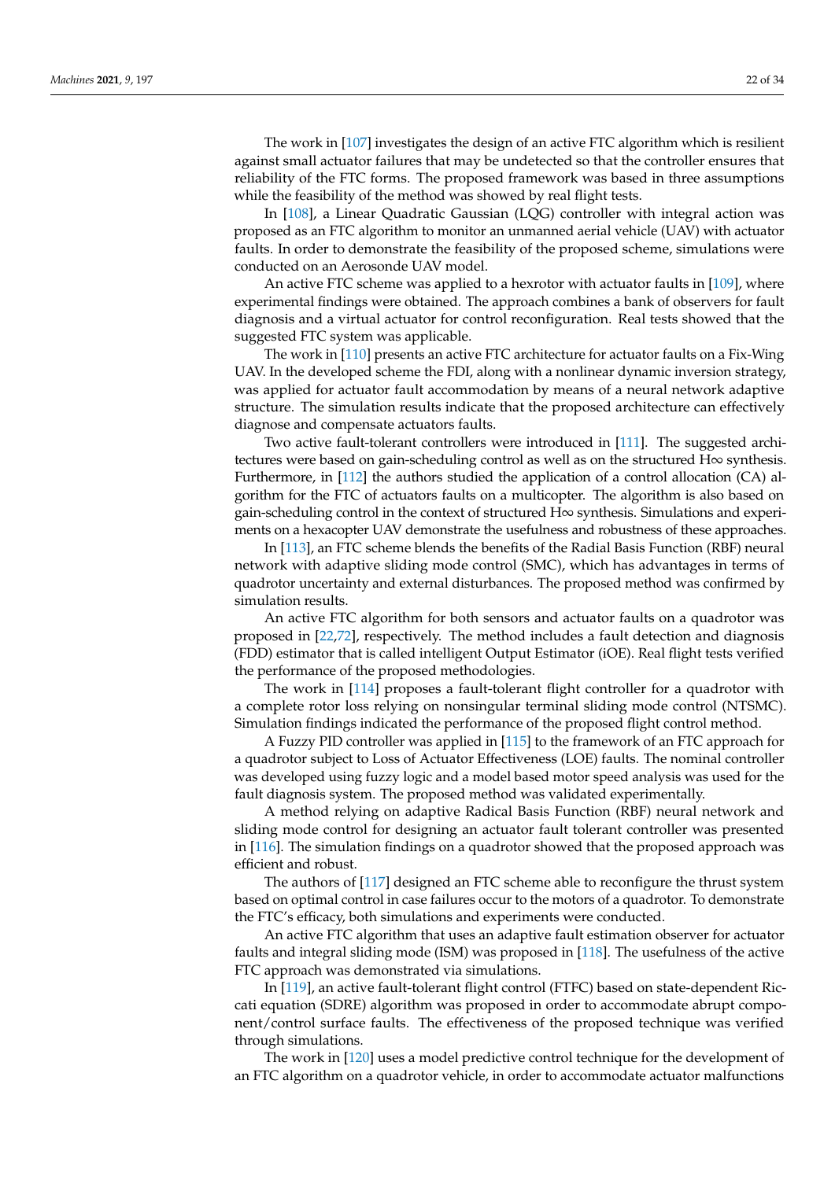The work in [107] investigates the design of an active FTC algorithm which is resilient against small actuator failures that may be undetected so that the controller ensures that reliability of the FTC forms. The proposed framework was based in three assumptions while the feasibility of the method was showed by real flight tests.

In [108], a Linear Quadratic Gaussian (LQG) controller with integral action was proposed as an FTC algorithm to monitor an unmanned aerial vehicle (UAV) with actuator faults. In order to demonstrate the feasibility of the proposed scheme, simulations were conducted on an Aerosonde UAV model.

An active FTC scheme was applied to a hexrotor with actuator faults in [109], where experimental findings were obtained. The approach combines a bank of observers for fault diagnosis and a virtual actuator for control reconfiguration. Real tests showed that the suggested FTC system was applicable.

The work in [110] presents an active FTC architecture for actuator faults on a Fix-Wing UAV. In the developed scheme the FDI, along with a nonlinear dynamic inversion strategy, was applied for actuator fault accommodation by means of a neural network adaptive structure. The simulation results indicate that the proposed architecture can effectively diagnose and compensate actuators faults.

Two active fault-tolerant controllers were introduced in [111]. The suggested architectures were based on gain-scheduling control as well as on the structured H∞ synthesis. Furthermore, in [112] the authors studied the application of a control allocation (CA) algorithm for the FTC of actuators faults on a multicopter. The algorithm is also based on gain-scheduling control in the context of structured H∞ synthesis. Simulations and experiments on a hexacopter UAV demonstrate the usefulness and robustness of these approaches.

In [113], an FTC scheme blends the benefits of the Radial Basis Function (RBF) neural network with adaptive sliding mode control (SMC), which has advantages in terms of quadrotor uncertainty and external disturbances. The proposed method was confirmed by simulation results.

An active FTC algorithm for both sensors and actuator faults on a quadrotor was proposed in [22,72], respectively. The method includes a fault detection and diagnosis (FDD) estimator that is called intelligent Output Estimator (iOE). Real flight tests verified the performance of the proposed methodologies.

The work in [114] proposes a fault-tolerant flight controller for a quadrotor with a complete rotor loss relying on nonsingular terminal sliding mode control (NTSMC). Simulation findings indicated the performance of the proposed flight control method.

A Fuzzy PID controller was applied in [115] to the framework of an FTC approach for a quadrotor subject to Loss of Actuator Effectiveness (LOE) faults. The nominal controller was developed using fuzzy logic and a model based motor speed analysis was used for the fault diagnosis system. The proposed method was validated experimentally.

A method relying on adaptive Radical Basis Function (RBF) neural network and sliding mode control for designing an actuator fault tolerant controller was presented in [116]. The simulation findings on a quadrotor showed that the proposed approach was efficient and robust.

The authors of [117] designed an FTC scheme able to reconfigure the thrust system based on optimal control in case failures occur to the motors of a quadrotor. To demonstrate the FTC's efficacy, both simulations and experiments were conducted.

An active FTC algorithm that uses an adaptive fault estimation observer for actuator faults and integral sliding mode (ISM) was proposed in [118]. The usefulness of the active FTC approach was demonstrated via simulations.

In [119], an active fault-tolerant flight control (FTFC) based on state-dependent Riccati equation (SDRE) algorithm was proposed in order to accommodate abrupt component/control surface faults. The effectiveness of the proposed technique was verified through simulations.

The work in [120] uses a model predictive control technique for the development of an FTC algorithm on a quadrotor vehicle, in order to accommodate actuator malfunctions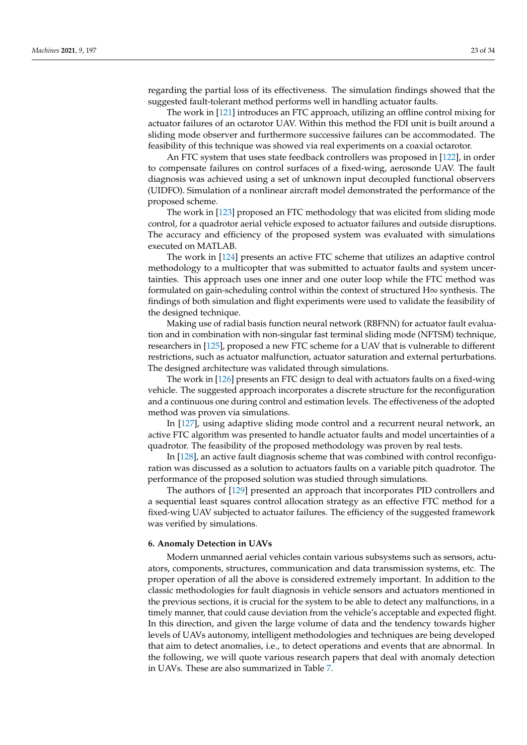regarding the partial loss of its effectiveness. The simulation findings showed that the suggested fault-tolerant method performs well in handling actuator faults.

The work in [121] introduces an FTC approach, utilizing an offline control mixing for actuator failures of an octarotor UAV. Within this method the FDI unit is built around a sliding mode observer and furthermore successive failures can be accommodated. The feasibility of this technique was showed via real experiments on a coaxial octarotor.

An FTC system that uses state feedback controllers was proposed in [122], in order to compensate failures on control surfaces of a fixed-wing, aerosonde UAV. The fault diagnosis was achieved using a set of unknown input decoupled functional observers (UIDFO). Simulation of a nonlinear aircraft model demonstrated the performance of the proposed scheme.

The work in [123] proposed an FTC methodology that was elicited from sliding mode control, for a quadrotor aerial vehicle exposed to actuator failures and outside disruptions. The accuracy and efficiency of the proposed system was evaluated with simulations executed on MATLAB.

The work in [124] presents an active FTC scheme that utilizes an adaptive control methodology to a multicopter that was submitted to actuator faults and system uncertainties. This approach uses one inner and one outer loop while the FTC method was formulated on gain-scheduling control within the context of structured $H\infty$ synthesis. The findings of both simulation and flight experiments were used to validate the feasibility of the designed technique.

Making use of radial basis function neural network (RBFNN) for actuator fault evaluation and in combination with non-singular fast terminal sliding mode (NFTSM) technique, researchers in [125], proposed a new FTC scheme for a UAV that is vulnerable to different restrictions, such as actuator malfunction, actuator saturation and external perturbations. The designed architecture was validated through simulations.

The work in [126] presents an FTC design to deal with actuators faults on a fixed-wing vehicle. The suggested approach incorporates a discrete structure for the reconfiguration and a continuous one during control and estimation levels. The effectiveness of the adopted method was proven via simulations.

In [127], using adaptive sliding mode control and a recurrent neural network, an active FTC algorithm was presented to handle actuator faults and model uncertainties of a quadrotor. The feasibility of the proposed methodology was proven by real tests.

In [128], an active fault diagnosis scheme that was combined with control reconfiguration was discussed as a solution to actuators faults on a variable pitch quadrotor. The performance of the proposed solution was studied through simulations.

The authors of [129] presented an approach that incorporates PID controllers and a sequential least squares control allocation strategy as an effective FTC method for a fixed-wing UAV subjected to actuator failures. The efficiency of the suggested framework was verified by simulations.

## 6. Anomaly Detection in UAVs

Modern unmanned aerial vehicles contain various subsystems such as sensors, actuators, components, structures, communication and data transmission systems, etc. The proper operation of all the above is considered extremely important. In addition to the classic methodologies for fault diagnosis in vehicle sensors and actuators mentioned in the previous sections, it is crucial for the system to be able to detect any malfunctions, in a timely manner, that could cause deviation from the vehicle's acceptable and expected flight. In this direction, and given the large volume of data and the tendency towards higher levels of UAVs autonomy, intelligent methodologies and techniques are being developed that aim to detect anomalies, i.e., to detect operations and events that are abnormal. In the following, we will quote various research papers that deal with anomaly detection in UAVs. These are also summarized in Table 7.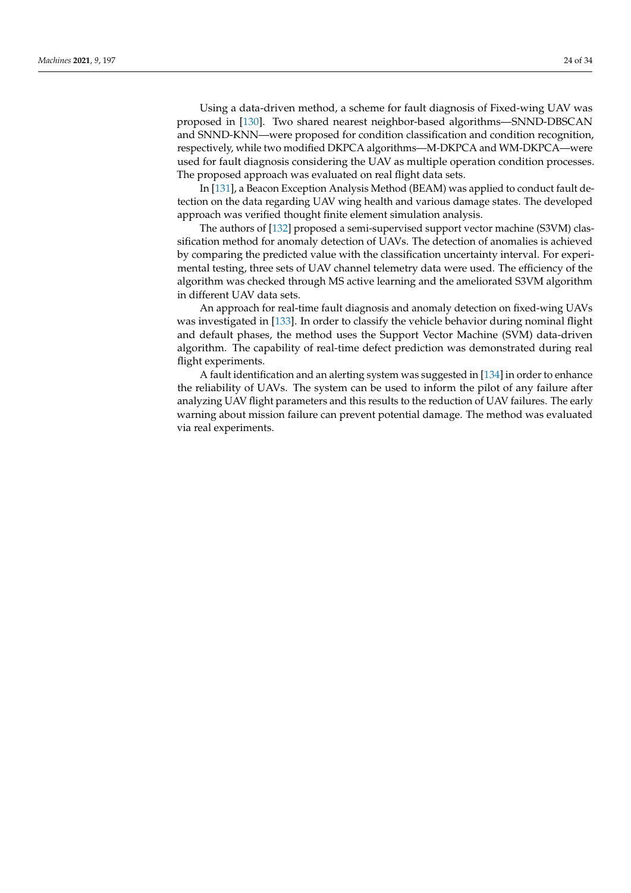Using a data-driven method, a scheme for fault diagnosis of Fixed-wing UAV was proposed in [130]. Two shared nearest neighbor-based algorithms—SNND-DBSCAN and SNND-KNN—were proposed for condition classification and condition recognition, respectively, while two modified DKPCA algorithms—M-DKPCA and WM-DKPCA—were used for fault diagnosis considering the UAV as multiple operation condition processes. The proposed approach was evaluated on real flight data sets.

In [131], a Beacon Exception Analysis Method (BEAM) was applied to conduct fault detection on the data regarding UAV wing health and various damage states. The developed approach was verified thought finite element simulation analysis.

The authors of [132] proposed a semi-supervised support vector machine (S3VM) classification method for anomaly detection of UAVs. The detection of anomalies is achieved by comparing the predicted value with the classification uncertainty interval. For experimental testing, three sets of UAV channel telemetry data were used. The efficiency of the algorithm was checked through MS active learning and the ameliorated S3VM algorithm in different UAV data sets.

An approach for real-time fault diagnosis and anomaly detection on fixed-wing UAVs was investigated in [133]. In order to classify the vehicle behavior during nominal flight and default phases, the method uses the Support Vector Machine (SVM) data-driven algorithm. The capability of real-time defect prediction was demonstrated during real flight experiments.

A fault identification and an alerting system was suggested in [134] in order to enhance the reliability of UAVs. The system can be used to inform the pilot of any failure after analyzing UAV flight parameters and this results to the reduction of UAV failures. The early warning about mission failure can prevent potential damage. The method was evaluated via real experiments.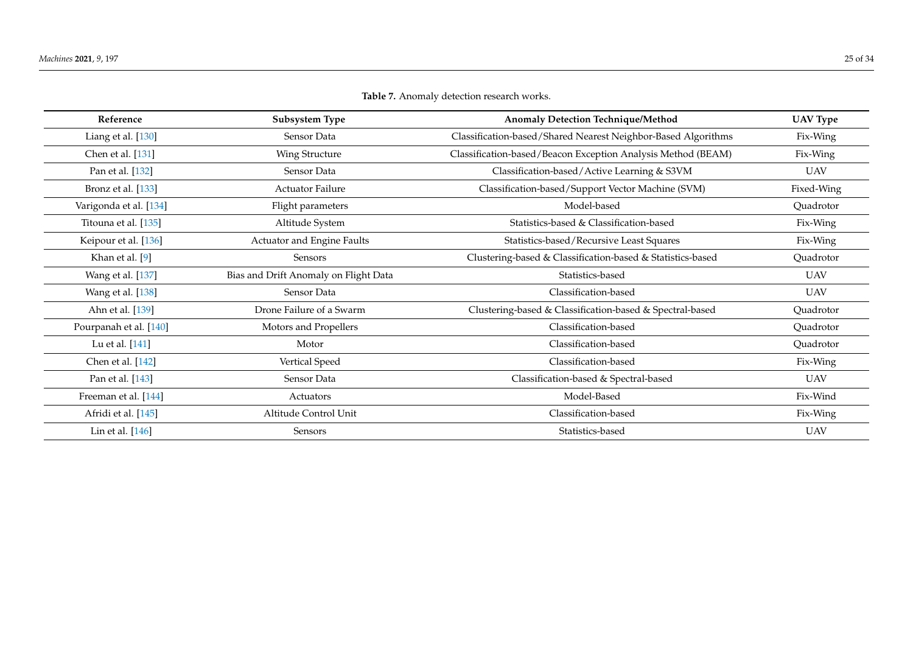**Table 7.** Anomaly detection research works.

| Reference | Subsystem Type | Anomaly Detection Technique/Method | UAV Type |
|---|---|---|---|
| Liang et al. [130] | Sensor Data | Classification-based/Shared Nearest Neighbor-Based Algorithms | Fix-Wing |
| Chen et al. [131] | Wing Structure | Classification-based/Beacon Exception Analysis Method (BEAM) | Fix-Wing |
| Pan et al. [132] | Sensor Data | Classification-based/Active Learning & S3VM | UAV |
| Bronz et al. [133] | Actuator Failure | Classification-based/Support Vector Machine (SVM) | Fixed-Wing |
| Varigonda et al. [134] | Flight parameters | Model-based | Quadrotor |
| Titouna et al. [135] | Altitude System | Statistics-based & Classification-based | Fix-Wing |
| Keipour et al. [136] | Actuator and Engine Faults | Statistics-based/Recursive Least Squares | Fix-Wing |
| Khan et al. [9] | Sensors | Clustering-based & Classification-based & Statistics-based | Quadrotor |
| Wang et al. [137] | Bias and Drift Anomaly on Flight Data | Statistics-based | UAV |
| Wang et al. [138] | Sensor Data | Classification-based | UAV |
| Ahn et al. [139] | Drone Failure of a Swarm | Clustering-based & Classification-based & Spectral-based | Quadrotor |
| Pourpanah et al. [140] | Motors and Propellers | Classification-based | Quadrotor |
| Lu et al. [141] | Motor | Classification-based | Quadrotor |
| Chen et al. [142] | Vertical Speed | Classification-based | Fix-Wing |
| Pan et al. [143] | Sensor Data | Classification-based & Spectral-based | UAV |
| Freeman et al. [144] | Actuators | Model-Based | Fix-Wind |
| Afridi et al. [145] | Altitude Control Unit | Classification-based | Fix-Wing |
| Lin et al. [146] | Sensors | Statistics-based | UAV |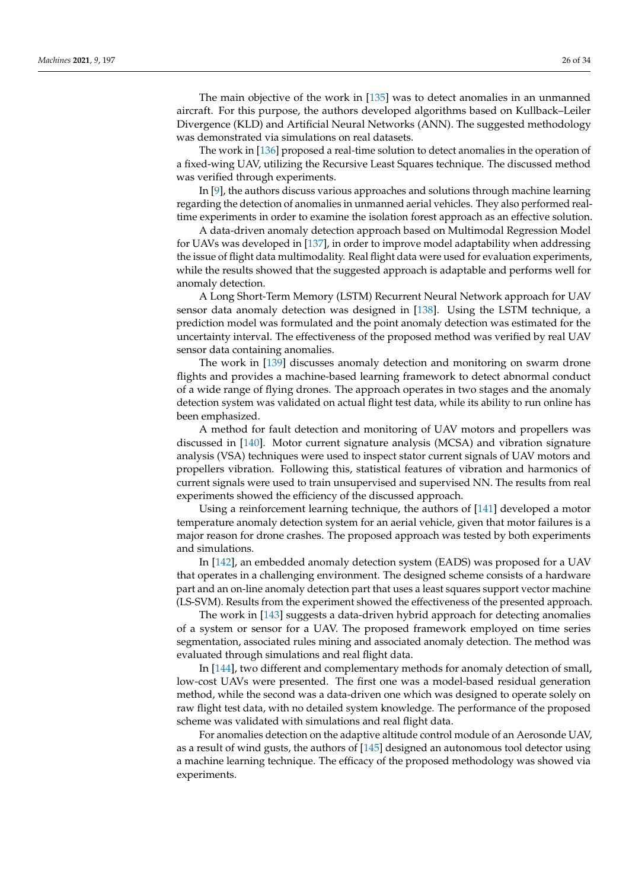The main objective of the work in [135] was to detect anomalies in an unmanned aircraft. For this purpose, the authors developed algorithms based on Kullback–Leiler Divergence (KLD) and Artificial Neural Networks (ANN). The suggested methodology was demonstrated via simulations on real datasets.

The work in [136] proposed a real-time solution to detect anomalies in the operation of a fixed-wing UAV, utilizing the Recursive Least Squares technique. The discussed method was verified through experiments.

In [9], the authors discuss various approaches and solutions through machine learning regarding the detection of anomalies in unmanned aerial vehicles. They also performed real-time experiments in order to examine the isolation forest approach as an effective solution.

A data-driven anomaly detection approach based on Multimodal Regression Model for UAVs was developed in [137], in order to improve model adaptability when addressing the issue of flight data multimodality. Real flight data were used for evaluation experiments, while the results showed that the suggested approach is adaptable and performs well for anomaly detection.

A Long Short-Term Memory (LSTM) Recurrent Neural Network approach for UAV sensor data anomaly detection was designed in [138]. Using the LSTM technique, a prediction model was formulated and the point anomaly detection was estimated for the uncertainty interval. The effectiveness of the proposed method was verified by real UAV sensor data containing anomalies.

The work in [139] discusses anomaly detection and monitoring on swarm drone flights and provides a machine-based learning framework to detect abnormal conduct of a wide range of flying drones. The approach operates in two stages and the anomaly detection system was validated on actual flight test data, while its ability to run online has been emphasized.

A method for fault detection and monitoring of UAV motors and propellers was discussed in [140]. Motor current signature analysis (MCSA) and vibration signature analysis (VSA) techniques were used to inspect stator current signals of UAV motors and propellers vibration. Following this, statistical features of vibration and harmonics of current signals were used to train unsupervised and supervised NN. The results from real experiments showed the efficiency of the discussed approach.

Using a reinforcement learning technique, the authors of [141] developed a motor temperature anomaly detection system for an aerial vehicle, given that motor failures is a major reason for drone crashes. The proposed approach was tested by both experiments and simulations.

In [142], an embedded anomaly detection system (EADS) was proposed for a UAV that operates in a challenging environment. The designed scheme consists of a hardware part and an on-line anomaly detection part that uses a least squares support vector machine (LS-SVM). Results from the experiment showed the effectiveness of the presented approach.

The work in [143] suggests a data-driven hybrid approach for detecting anomalies of a system or sensor for a UAV. The proposed framework employed on time series segmentation, associated rules mining and associated anomaly detection. The method was evaluated through simulations and real flight data.

In [144], two different and complementary methods for anomaly detection of small, low-cost UAVs were presented. The first one was a model-based residual generation method, while the second was a data-driven one which was designed to operate solely on raw flight test data, with no detailed system knowledge. The performance of the proposed scheme was validated with simulations and real flight data.

For anomalies detection on the adaptive altitude control module of an Aerosonde UAV, as a result of wind gusts, the authors of [145] designed an autonomous tool detector using a machine learning technique. The efficacy of the proposed methodology was showed via experiments.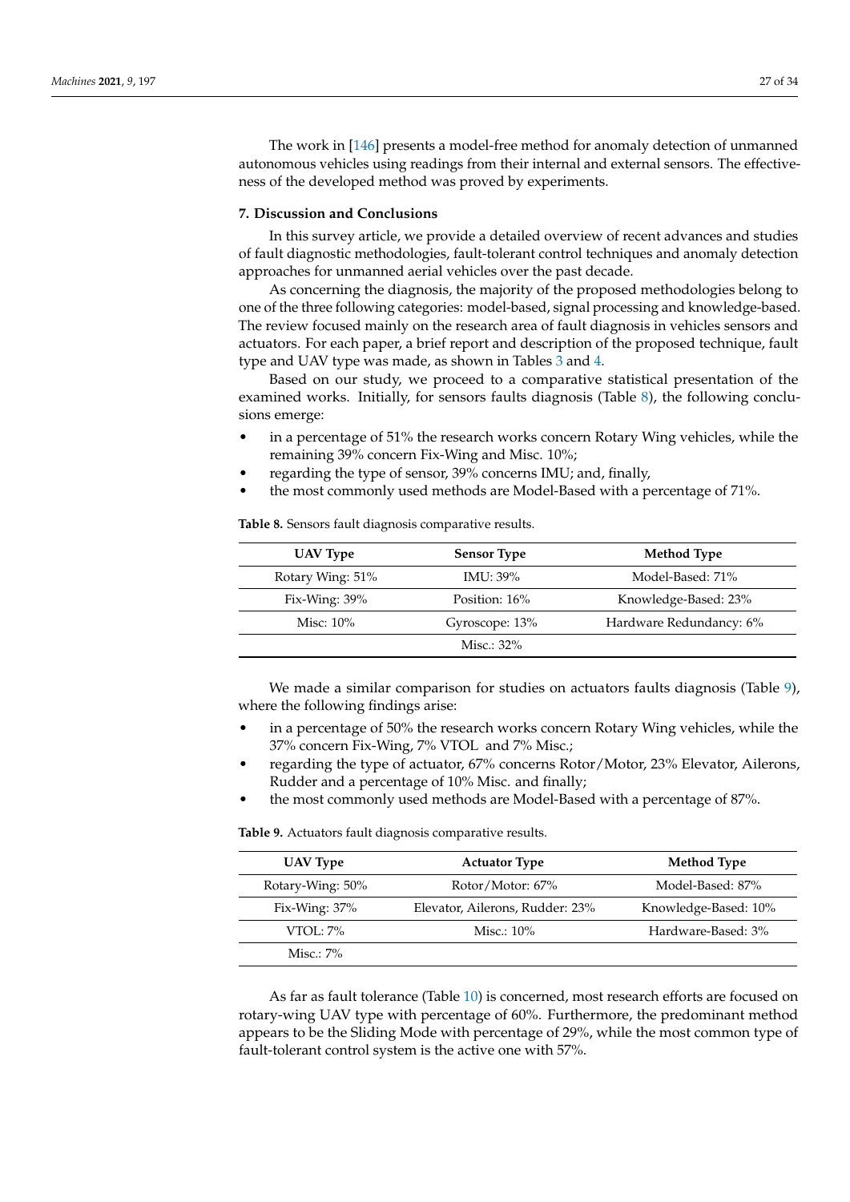The work in [146] presents a model-free method for anomaly detection of unmanned autonomous vehicles using readings from their internal and external sensors. The effectiveness of the developed method was proved by experiments.

## 7. Discussion and Conclusions

In this survey article, we provide a detailed overview of recent advances and studies of fault diagnostic methodologies, fault-tolerant control techniques and anomaly detection approaches for unmanned aerial vehicles over the past decade.

As concerning the diagnosis, the majority of the proposed methodologies belong to one of the three following categories: model-based, signal processing and knowledge-based. The review focused mainly on the research area of fault diagnosis in vehicles sensors and actuators. For each paper, a brief report and description of the proposed technique, fault type and UAV type was made, as shown in Tables 3 and 4.

Based on our study, we proceed to a comparative statistical presentation of the examined works. Initially, for sensors faults diagnosis (Table 8), the following conclusions emerge:

- in a percentage of 51% the research works concern Rotary Wing vehicles, while the remaining 39% concern Fix-Wing and Misc. 10%;
- regarding the type of sensor, 39% concerns IMU; and, finally,
- the most commonly used methods are Model-Based with a percentage of 71%.

**Table 8.** Sensors fault diagnosis comparative results.

| UAV Type | Sensor Type | Method Type |
|---|---|---|
| Rotary Wing: 51% | IMU: 39% | Model-Based: 71% |
| Fix-Wing: 39% | Position: 16% | Knowledge-Based: 23% |
| Misc: 10% | Gyroscope: 13% | Hardware Redundancy: 6% |
| | Misc.: 32% | |

We made a similar comparison for studies on actuators faults diagnosis (Table 9), where the following findings arise:

- in a percentage of 50% the research works concern Rotary Wing vehicles, while the 37% concern Fix-Wing, 7% VTOL and 7% Misc.;
- regarding the type of actuator, 67% concerns Rotor/Motor, 23% Elevator, Ailerons, Rudder and a percentage of 10% Misc. and finally;
- the most commonly used methods are Model-Based with a percentage of 87%.

**Table 9.** Actuators fault diagnosis comparative results.

| UAV Type | Actuator Type | Method Type |
|---|---|---|
| Rotary-Wing: 50% | Rotor/Motor: 67% | Model-Based: 87% |
| Fix-Wing: 37% | Elevator, Ailerons, Rudder: 23% | Knowledge-Based: 10% |
| VTOL: 7% | Misc.: 10% | Hardware-Based: 3% |
| Misc.: 7% | | |

As far as fault tolerance (Table 10) is concerned, most research efforts are focused on rotary-wing UAV type with percentage of 60%. Furthermore, the predominant method appears to be the Sliding Mode with percentage of 29%, while the most common type of fault-tolerant control system is the active one with 57%.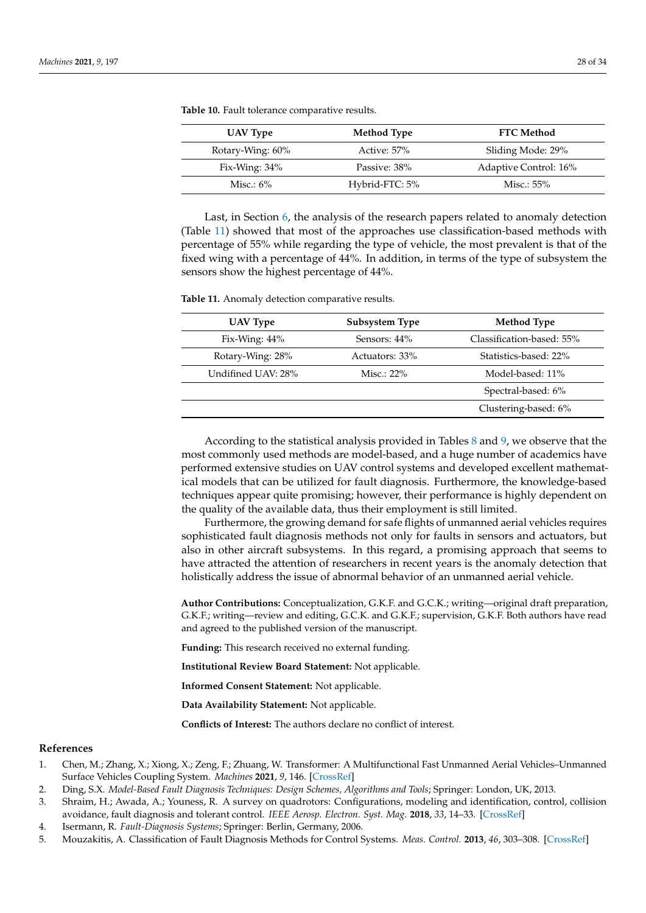**Table 10.** Fault tolerance comparative results.

| UAV Type | Method Type | FTC Method |
| --- | --- | --- |
| Rotary-Wing: 60% | Active: 57% | Sliding Mode: 29% |
| Fix-Wing: 34% | Passive: 38% | Adaptive Control: 16% |
| Misc.: 6% | Hybrid-FTC: 5% | Misc.: 55% |

Last, in Section 6, the analysis of the research papers related to anomaly detection (Table 11) showed that most of the approaches use classification-based methods with percentage of 55% while regarding the type of vehicle, the most prevalent is that of the fixed wing with a percentage of 44%. In addition, in terms of the type of subsystem the sensors show the highest percentage of 44%.

**Table 11.** Anomaly detection comparative results.

| UAV Type | Subsystem Type | Method Type |
| --- | --- | --- |
| Fix-Wing: 44% | Sensors: 44% | Classification-based: 55% |
| Rotary-Wing: 28% | Actuators: 33% | Statistics-based: 22% |
| Undifined UAV: 28% | Misc.: 22% | Model-based: 11% |
| | | Spectral-based: 6% |
| | | Clustering-based: 6% |

According to the statistical analysis provided in Tables 8 and 9, we observe that the most commonly used methods are model-based, and a huge number of academics have performed extensive studies on UAV control systems and developed excellent mathematical models that can be utilized for fault diagnosis. Furthermore, the knowledge-based techniques appear quite promising; however, their performance is highly dependent on the quality of the available data, thus their employment is still limited.

Furthermore, the growing demand for safe flights of unmanned aerial vehicles requires sophisticated fault diagnosis methods not only for faults in sensors and actuators, but also in other aircraft subsystems. In this regard, a promising approach that seems to have attracted the attention of researchers in recent years is the anomaly detection that holistically address the issue of abnormal behavior of an unmanned aerial vehicle.

**Author Contributions:** Conceptualization, G.K.F. and G.C.K.; writing—original draft preparation, G.K.F.; writing—review and editing, G.C.K. and G.K.F.; supervision, G.K.F. Both authors have read and agreed to the published version of the manuscript.

**Funding:** This research received no external funding.

**Institutional Review Board Statement:** Not applicable.

**Informed Consent Statement:** Not applicable.

**Data Availability Statement:** Not applicable.

**Conflicts of Interest:** The authors declare no conflict of interest.

## References

1. Chen, M.; Zhang, X.; Xiong, X.; Zeng, F.; Zhuang, W. Transformer: A Multifunctional Fast Unmanned Aerial Vehicles–Unmanned Surface Vehicles Coupling System. *Machines* **2021**, *9*, 146. [CrossRef]
2. Ding, S.X. *Model-Based Fault Diagnosis Techniques: Design Schemes, Algorithms and Tools*; Springer: London, UK, 2013.
3. Shraim, H.; Awada, A.; Youness, R. A survey on quadrotors: Configurations, modeling and identification, control, collision avoidance, fault diagnosis and tolerant control. *IEEE Aerosp. Electron. Syst. Mag.* **2018**, *33*, 14–33. [CrossRef]
4. Isermann, R. *Fault-Diagnosis Systems*; Springer: Berlin, Germany, 2006.
5. Mouzakitis, A. Classification of Fault Diagnosis Methods for Control Systems. *Meas. Control.* **2013**, *46*, 303–308. [CrossRef]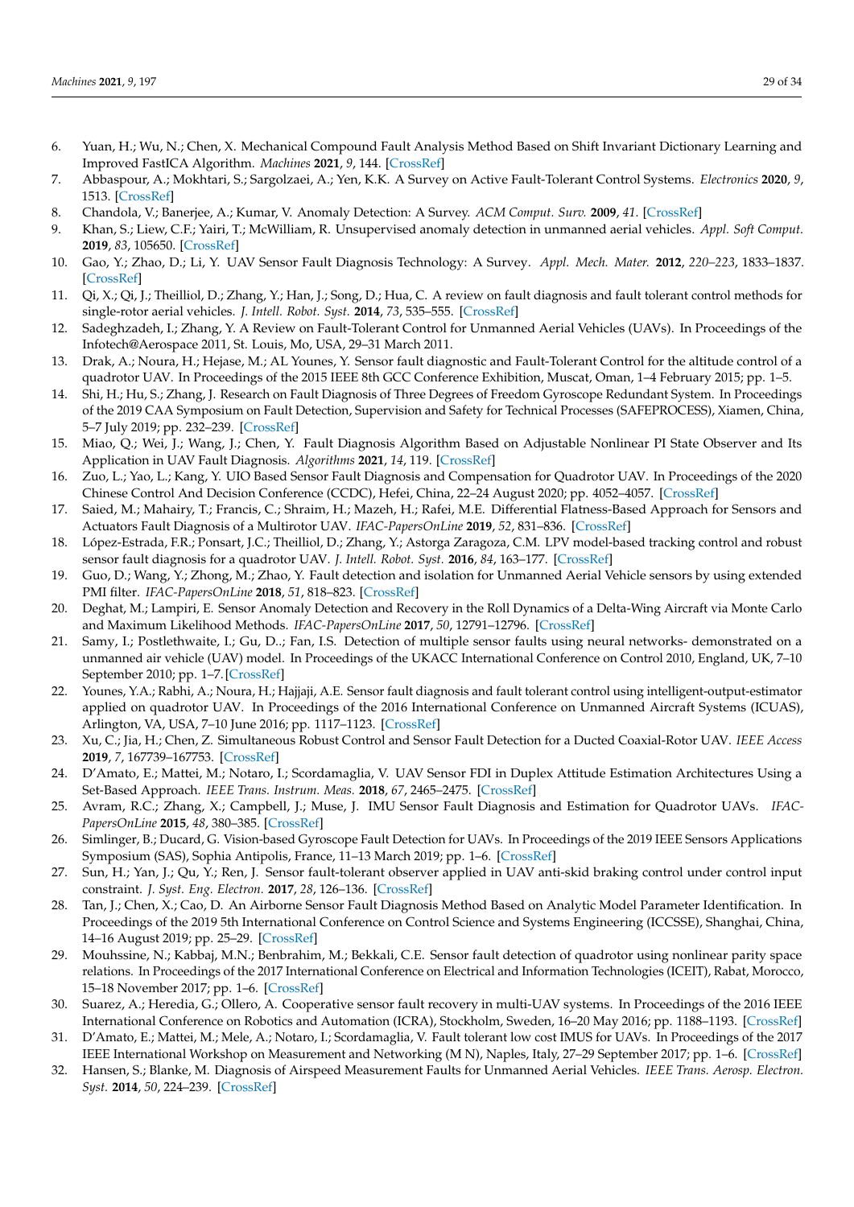6. Yuan, H.; Wu, N.; Chen, X. Mechanical Compound Fault Analysis Method Based on Shift Invariant Dictionary Learning and Improved FastICA Algorithm. *Machines* **2021**, *9*, 144. [CrossRef]
7. Abbaspour, A.; Mokhtari, S.; Sargolzaei, A.; Yen, K.K. A Survey on Active Fault-Tolerant Control Systems. *Electronics* **2020**, *9*, 1513. [CrossRef]
8. Chandola, V.; Banerjee, A.; Kumar, V. Anomaly Detection: A Survey. *ACM Comput. Surv.* **2009**, *41*. [CrossRef]
9. Khan, S.; Liew, C.F.; Yairi, T.; McWilliam, R. Unsupervised anomaly detection in unmanned aerial vehicles. *Appl. Soft Comput.* **2019**, *83*, 105650. [CrossRef]
10. Gao, Y.; Zhao, D.; Li, Y. UAV Sensor Fault Diagnosis Technology: A Survey. *Appl. Mech. Mater.* **2012**, *220–223*, 1833–1837. [CrossRef]
11. Qi, X.; Qi, J.; Theilliol, D.; Zhang, Y.; Han, J.; Song, D.; Hua, C. A review on fault diagnosis and fault tolerant control methods for single-rotor aerial vehicles. *J. Intell. Robot. Syst.* **2014**, *73*, 535–555. [CrossRef]
12. Sadeghzadeh, I.; Zhang, Y. A Review on Fault-Tolerant Control for Unmanned Aerial Vehicles (UAVs). In Proceedings of the Infotech@Aerospace 2011, St. Louis, Mo, USA, 29–31 March 2011.
13. Drak, A.; Noura, H.; Hejase, M.; AL Younes, Y. Sensor fault diagnostic and Fault-Tolerant Control for the altitude control of a quadrotor UAV. In Proceedings of the 2015 IEEE 8th GCC Conference Exhibition, Muscat, Oman, 1–4 February 2015; pp. 1–5.
14. Shi, H.; Hu, S.; Zhang, J. Research on Fault Diagnosis of Three Degrees of Freedom Gyroscope Redundant System. In Proceedings of the 2019 CAA Symposium on Fault Detection, Supervision and Safety for Technical Processes (SAFEPROCESS), Xiamen, China, 5–7 July 2019; pp. 232–239. [CrossRef]
15. Miao, Q.; Wei, J.; Wang, J.; Chen, Y. Fault Diagnosis Algorithm Based on Adjustable Nonlinear PI State Observer and Its Application in UAV Fault Diagnosis. *Algorithms* **2021**, *14*, 119. [CrossRef]
16. Zuo, L.; Yao, L.; Kang, Y. UIO Based Sensor Fault Diagnosis and Compensation for Quadrotor UAV. In Proceedings of the 2020 Chinese Control And Decision Conference (CCDC), Hefei, China, 22–24 August 2020; pp. 4052–4057. [CrossRef]
17. Saied, M.; Mahairy, T.; Francis, C.; Shraim, H.; Mazeh, H.; Rafei, M.E. Differential Flatness-Based Approach for Sensors and Actuators Fault Diagnosis of a Multirotor UAV. *IFAC-PapersOnLine* **2019**, *52*, 831–836. [CrossRef]
18. López-Estrada, F.R.; Ponsart, J.C.; Theilliol, D.; Zhang, Y.; Astorga Zaragoza, C.M. LPV model-based tracking control and robust sensor fault diagnosis for a quadrotor UAV. *J. Intell. Robot. Syst.* **2016**, *84*, 163–177. [CrossRef]
19. Guo, D.; Wang, Y.; Zhong, M.; Zhao, Y. Fault detection and isolation for Unmanned Aerial Vehicle sensors by using extended PMI filter. *IFAC-PapersOnLine* **2018**, *51*, 818–823. [CrossRef]
20. Deghat, M.; Lampiri, E. Sensor Anomaly Detection and Recovery in the Roll Dynamics of a Delta-Wing Aircraft via Monte Carlo and Maximum Likelihood Methods. *IFAC-PapersOnLine* **2017**, *50*, 12791–12796. [CrossRef]
21. Samy, I.; Postlethwaite, I.; Gu, D.; Fan, I.S. Detection of multiple sensor faults using neural networks- demonstrated on a unmanned air vehicle (UAV) model. In Proceedings of the UKACC International Conference on Control 2010, England, UK, 7–10 September 2010; pp. 1–7. [CrossRef]
22. Younes, Y.A.; Rabhi, A.; Noura, H.; Hajjaji, A.E. Sensor fault diagnosis and fault tolerant control using intelligent-output-estimator applied on quadrotor UAV. In Proceedings of the 2016 International Conference on Unmanned Aircraft Systems (ICUAS), Arlington, VA, USA, 7–10 June 2016; pp. 1117–1123. [CrossRef]
23. Xu, C.; Jia, H.; Chen, Z. Simultaneous Robust Control and Sensor Fault Detection for a Ducted Coaxial-Rotor UAV. *IEEE Access* **2019**, *7*, 167739–167753. [CrossRef]
24. D'Amato, E.; Mattei, M.; Notaro, I.; Scordamaglia, V. UAV Sensor FDI in Duplex Attitude Estimation Architectures Using a Set-Based Approach. *IEEE Trans. Instrum. Meas.* **2018**, *67*, 2465–2475. [CrossRef]
25. Avram, R.C.; Zhang, X.; Campbell, J.; Muse, J. IMU Sensor Fault Diagnosis and Estimation for Quadrotor UAVs. *IFAC-PapersOnLine* **2015**, *48*, 380–385. [CrossRef]
26. Simlinger, B.; Ducard, G. Vision-based Gyroscope Fault Detection for UAVs. In Proceedings of the 2019 IEEE Sensors Applications Symposium (SAS), Sophia Antipolis, France, 11–13 March 2019; pp. 1–6. [CrossRef]
27. Sun, H.; Yan, J.; Qu, Y.; Ren, J. Sensor fault-tolerant observer applied in UAV anti-skid braking control under control input constraint. *J. Syst. Eng. Electron.* **2017**, *28*, 126–136. [CrossRef]
28. Tan, J.; Chen, X.; Cao, D. An Airborne Sensor Fault Diagnosis Method Based on Analytic Model Parameter Identification. In Proceedings of the 2019 5th International Conference on Control Science and Systems Engineering (ICCSSE), Shanghai, China, 14–16 August 2019; pp. 25–29. [CrossRef]
29. Mouhssine, N.; Kabbaj, M.N.; Benbrahim, M.; Bekkali, C.E. Sensor fault detection of quadrotor using nonlinear parity space relations. In Proceedings of the 2017 International Conference on Electrical and Information Technologies (ICEIT), Rabat, Morocco, 15–18 November 2017; pp. 1–6. [CrossRef]
30. Suarez, A.; Heredia, G.; Ollero, A. Cooperative sensor fault recovery in multi-UAV systems. In Proceedings of the 2016 IEEE International Conference on Robotics and Automation (ICRA), Stockholm, Sweden, 16–20 May 2016; pp. 1188–1193. [CrossRef]
31. D'Amato, E.; Mattei, M.; Mele, A.; Notaro, I.; Scordamaglia, V. Fault tolerant low cost IMUS for UAVs. In Proceedings of the 2017 IEEE International Workshop on Measurement and Networking (M N), Naples, Italy, 27–29 September 2017; pp. 1–6. [CrossRef]
32. Hansen, S.; Blanke, M. Diagnosis of Airspeed Measurement Faults for Unmanned Aerial Vehicles. *IEEE Trans. Aerosp. Electron. Syst.* **2014**, *50*, 224–239. [CrossRef]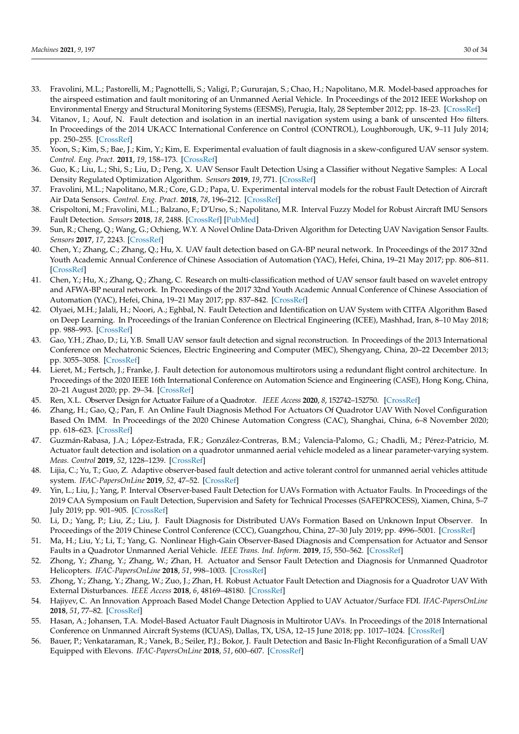33. Fravolini, M.L.; Pastorelli, M.; Pagnottelli, S.; Valigi, P.; Gururajan, S.; Chao, H.; Napolitano, M.R. Model-based approaches for the airspeed estimation and fault monitoring of an Unmanned Aerial Vehicle. In Proceedings of the 2012 IEEE Workshop on Environmental Energy and Structural Monitoring Systems (EESMS), Perugia, Italy, 28 September 2012; pp. 18–23. [CrossRef]
34. Vitanov, I.; Aouf, N. Fault detection and isolation in an inertial navigation system using a bank of unscented H∞ filters. In Proceedings of the 2014 UKACC International Conference on Control (CONTROL), Loughborough, UK, 9–11 July 2014; pp. 250–255. [CrossRef]
35. Yoon, S.; Kim, S.; Bae, J.; Kim, Y.; Kim, E. Experimental evaluation of fault diagnosis in a skew-configured UAV sensor system. *Control. Eng. Pract.* **2011**, *19*, 158–173. [CrossRef]
36. Guo, K.; Liu, L.; Shi, S.; Liu, D.; Peng, X. UAV Sensor Fault Detection Using a Classifier without Negative Samples: A Local Density Regulated Optimization Algorithm. *Sensors* **2019**, *19*, 771. [CrossRef]
37. Fravolini, M.L.; Napolitano, M.R.; Core, G.D.; Papa, U. Experimental interval models for the robust Fault Detection of Aircraft Air Data Sensors. *Control. Eng. Pract.* **2018**, *78*, 196–212. [CrossRef]
38. Crispoltoni, M.; Fravolini, M.L.; Balzano, F.; D'Urso, S.; Napolitano, M.R. Interval Fuzzy Model for Robust Aircraft IMU Sensors Fault Detection. *Sensors* **2018**, *18*, 2488. [CrossRef] [PubMed]
39. Sun, R.; Cheng, Q.; Wang, G.; Ochieng, W.Y. A Novel Online Data-Driven Algorithm for Detecting UAV Navigation Sensor Faults. *Sensors* **2017**, *17*, 2243. [CrossRef]
40. Chen, Y.; Zhang, C.; Zhang, Q.; Hu, X. UAV fault detection based on GA-BP neural network. In Proceedings of the 2017 32nd Youth Academic Annual Conference of Chinese Association of Automation (YAC), Hefei, China, 19–21 May 2017; pp. 806–811. [CrossRef]
41. Chen, Y.; Hu, X.; Zhang, Q.; Zhang, C. Research on multi-classification method of UAV sensor fault based on wavelet entropy and AFWA-BP neural network. In Proceedings of the 2017 32nd Youth Academic Annual Conference of Chinese Association of Automation (YAC), Hefei, China, 19–21 May 2017; pp. 837–842. [CrossRef]
42. Olyaei, M.H.; Jalali, H.; Noori, A.; Eghbal, N. Fault Detection and Identification on UAV System with CITFA Algorithm Based on Deep Learning. In Proceedings of the Iranian Conference on Electrical Engineering (ICEE), Mashhad, Iran, 8–10 May 2018; pp. 988–993. [CrossRef]
43. Gao, Y.H.; Zhao, D.; Li, Y.B. Small UAV sensor fault detection and signal reconstruction. In Proceedings of the 2013 International Conference on Mechatronic Sciences, Electric Engineering and Computer (MEC), Shengyang, China, 20–22 December 2013; pp. 3055–3058. [CrossRef]
44. Lieret, M.; Fertsch, J.; Franke, J. Fault detection for autonomous multirotors using a redundant flight control architecture. In Proceedings of the 2020 IEEE 16th International Conference on Automation Science and Engineering (CASE), Hong Kong, China, 20–21 August 2020; pp. 29–34. [CrossRef]
45. Ren, X.L. Observer Design for Actuator Failure of a Quadrotor. *IEEE Access* **2020**, *8*, 152742–152750. [CrossRef]
46. Zhang, H.; Gao, Q.; Pan, F. An Online Fault Diagnosis Method For Actuators Of Quadrotor UAV With Novel Configuration Based On IMM. In Proceedings of the 2020 Chinese Automation Congress (CAC), Shanghai, China, 6–8 November 2020; pp. 618–623. [CrossRef]
47. Guzmán-Rabasa, J.A.; López-Estrada, F.R.; González-Contreras, B.M.; Valencia-Palomo, G.; Chadli, M.; Pérez-Patricio, M. Actuator fault detection and isolation on a quadrotor unmanned aerial vehicle modeled as a linear parameter-varying system. *Meas. Control* **2019**, *52*, 1228–1239. [CrossRef]
48. Lijia, C.; Yu, T.; Guo, Z. Adaptive observer-based fault detection and active tolerant control for unmanned aerial vehicles attitude system. *IFAC-PapersOnLine* **2019**, *52*, 47–52. [CrossRef]
49. Yin, L.; Liu, J.; Yang, P. Interval Observer-based Fault Detection for UAVs Formation with Actuator Faults. In Proceedings of the 2019 CAA Symposium on Fault Detection, Supervision and Safety for Technical Processes (SAFEPROCESS), Xiamen, China, 5–7 July 2019; pp. 901–905. [CrossRef]
50. Li, D.; Yang, P.; Liu, Z.; Liu, J. Fault Diagnosis for Distributed UAVs Formation Based on Unknown Input Observer. In Proceedings of the 2019 Chinese Control Conference (CCC), Guangzhou, China, 27–30 July 2019; pp. 4996–5001. [CrossRef]
51. Ma, H.; Liu, Y.; Li, T.; Yang, G. Nonlinear High-Gain Observer-Based Diagnosis and Compensation for Actuator and Sensor Faults in a Quadrotor Unmanned Aerial Vehicle. *IEEE Trans. Ind. Inform.* **2019**, *15*, 550–562. [CrossRef]
52. Zhong, Y.; Zhang, Y.; Zhang, W.; Zhan, H. Actuator and Sensor Fault Detection and Diagnosis for Unmanned Quadrotor Helicopters. *IFAC-PapersOnLine* **2018**, *51*, 998–1003. [CrossRef]
53. Zhong, Y.; Zhang, Y.; Zhang, W.; Zuo, J.; Zhan, H. Robust Actuator Fault Detection and Diagnosis for a Quadrotor UAV With External Disturbances. *IEEE Access* **2018**, *6*, 48169–48180. [CrossRef]
54. Hajiyev, C. An Innovation Approach Based Model Change Detection Applied to UAV Actuator/Surface FDI. *IFAC-PapersOnLine* **2018**, *51*, 77–82. [CrossRef]
55. Hasan, A.; Johansen, T.A. Model-Based Actuator Fault Diagnosis in Multirotor UAVs. In Proceedings of the 2018 International Conference on Unmanned Aircraft Systems (ICUAS), Dallas, TX, USA, 12–15 June 2018; pp. 1017–1024. [CrossRef]
56. Bauer, P.; Venkataraman, R.; Vanek, B.; Seiler, P.J.; Bokor, J. Fault Detection and Basic In-Flight Reconfiguration of a Small UAV Equipped with Elevons. *IFAC-PapersOnLine* **2018**, *51*, 600–607. [CrossRef]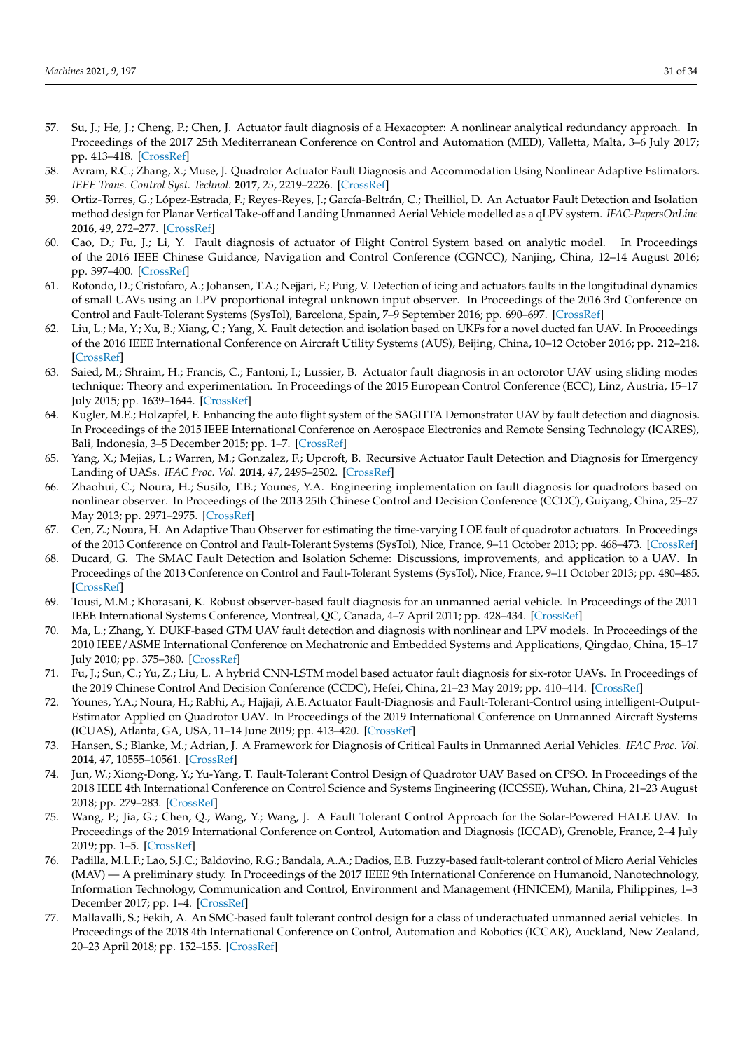57. Su, J.; He, J.; Cheng, P.; Chen, J. Actuator fault diagnosis of a Hexacopter: A nonlinear analytical redundancy approach. In Proceedings of the 2017 25th Mediterranean Conference on Control and Automation (MED), Valletta, Malta, 3–6 July 2017; pp. 413–418. [CrossRef]
58. Avram, R.C.; Zhang, X.; Muse, J. Quadrotor Actuator Fault Diagnosis and Accommodation Using Nonlinear Adaptive Estimators. *IEEE Trans. Control Syst. Technol.* **2017**, *25*, 2219–2226. [CrossRef]
59. Ortiz-Torres, G.; López-Estrada, F.; Reyes-Reyes, J.; García-Beltrán, C.; Theilliol, D. An Actuator Fault Detection and Isolation method design for Planar Vertical Take-off and Landing Unmanned Aerial Vehicle modelled as a qLPV system. *IFAC-PapersOnLine* **2016**, *49*, 272–277. [CrossRef]
60. Cao, D.; Fu, J.; Li, Y. Fault diagnosis of actuator of Flight Control System based on analytic model. In Proceedings of the 2016 IEEE Chinese Guidance, Navigation and Control Conference (CGNCC), Nanjing, China, 12–14 August 2016; pp. 397–400. [CrossRef]
61. Rotondo, D.; Cristofaro, A.; Johansen, T.A.; Nejjari, F.; Puig, V. Detection of icing and actuators faults in the longitudinal dynamics of small UAVs using an LPV proportional integral unknown input observer. In Proceedings of the 2016 3rd Conference on Control and Fault-Tolerant Systems (SysTol), Barcelona, Spain, 7–9 September 2016; pp. 690–697. [CrossRef]
62. Liu, L.; Ma, Y.; Xu, B.; Xiang, C.; Yang, X. Fault detection and isolation based on UKFs for a novel ducted fan UAV. In Proceedings of the 2016 IEEE International Conference on Aircraft Utility Systems (AUS), Beijing, China, 10–12 October 2016; pp. 212–218. [CrossRef]
63. Saied, M.; Shraim, H.; Francis, C.; Fantoni, I.; Lussier, B. Actuator fault diagnosis in an octorotor UAV using sliding modes technique: Theory and experimentation. In Proceedings of the 2015 European Control Conference (ECC), Linz, Austria, 15–17 July 2015; pp. 1639–1644. [CrossRef]
64. Kugler, M.E.; Holzapfel, F. Enhancing the auto flight system of the SAGITTA Demonstrator UAV by fault detection and diagnosis. In Proceedings of the 2015 IEEE International Conference on Aerospace Electronics and Remote Sensing Technology (ICARES), Bali, Indonesia, 3–5 December 2015; pp. 1–7. [CrossRef]
65. Yang, X.; Mejias, L.; Warren, M.; Gonzalez, F.; Upcroft, B. Recursive Actuator Fault Detection and Diagnosis for Emergency Landing of UASs. *IFAC Proc. Vol.* **2014**, *47*, 2495–2502. [CrossRef]
66. Zhaohui, C.; Noura, H.; Susilo, T.B.; Younes, Y.A. Engineering implementation on fault diagnosis for quadrotors based on nonlinear observer. In Proceedings of the 2013 25th Chinese Control and Decision Conference (CCDC), Guiyang, China, 25–27 May 2013; pp. 2971–2975. [CrossRef]
67. Cen, Z.; Noura, H. An Adaptive Thau Observer for estimating the time-varying LOE fault of quadrotor actuators. In Proceedings of the 2013 Conference on Control and Fault-Tolerant Systems (SysTol), Nice, France, 9–11 October 2013; pp. 468–473. [CrossRef]
68. Ducard, G. The SMAC Fault Detection and Isolation Scheme: Discussions, improvements, and application to a UAV. In Proceedings of the 2013 Conference on Control and Fault-Tolerant Systems (SysTol), Nice, France, 9–11 October 2013; pp. 480–485. [CrossRef]
69. Tousi, M.M.; Khorasani, K. Robust observer-based fault diagnosis for an unmanned aerial vehicle. In Proceedings of the 2011 IEEE International Systems Conference, Montreal, QC, Canada, 4–7 April 2011; pp. 428–434. [CrossRef]
70. Ma, L.; Zhang, Y. DUKF-based GTM UAV fault detection and diagnosis with nonlinear and LPV models. In Proceedings of the 2010 IEEE/ASME International Conference on Mechatronic and Embedded Systems and Applications, Qingdao, China, 15–17 July 2010; pp. 375–380. [CrossRef]
71. Fu, J.; Sun, C.; Yu, Z.; Liu, L. A hybrid CNN-LSTM model based actuator fault diagnosis for six-rotor UAVs. In Proceedings of the 2019 Chinese Control And Decision Conference (CCDC), Hefei, China, 21–23 May 2019; pp. 410–414. [CrossRef]
72. Younes, Y.A.; Noura, H.; Rabhi, A.; Hajjaji, A.E. Actuator Fault-Diagnosis and Fault-Tolerant-Control using intelligent-Output-Estimator Applied on Quadrotor UAV. In Proceedings of the 2019 International Conference on Unmanned Aircraft Systems (ICUAS), Atlanta, GA, USA, 11–14 June 2019; pp. 413–420. [CrossRef]
73. Hansen, S.; Blanke, M.; Adrian, J. A Framework for Diagnosis of Critical Faults in Unmanned Aerial Vehicles. *IFAC Proc. Vol.* **2014**, *47*, 10555–10561. [CrossRef]
74. Jun, W.; Xiong-Dong, Y.; Yu-Yang, T. Fault-Tolerant Control Design of Quadrotor UAV Based on CPSO. In Proceedings of the 2018 IEEE 4th International Conference on Control Science and Systems Engineering (ICCSSE), Wuhan, China, 21–23 August 2018; pp. 279–283. [CrossRef]
75. Wang, P.; Jia, G.; Chen, Q.; Wang, Y.; Wang, J. A Fault Tolerant Control Approach for the Solar-Powered HALE UAV. In Proceedings of the 2019 International Conference on Control, Automation and Diagnosis (ICCAD), Grenoble, France, 2–4 July 2019; pp. 1–5. [CrossRef]
76. Padilla, M.L.F.; Lao, S.J.C.; Baldovino, R.G.; Bandala, A.A.; Dadios, E.B. Fuzzy-based fault-tolerant control of Micro Aerial Vehicles (MAV) — A preliminary study. In Proceedings of the 2017 IEEE 9th International Conference on Humanoid, Nanotechnology, Information Technology, Communication and Control, Environment and Management (HNICEM), Manila, Philippines, 1–3 December 2017; pp. 1–4. [CrossRef]
77. Mallavalli, S.; Fekih, A. An SMC-based fault tolerant control design for a class of underactuated unmanned aerial vehicles. In Proceedings of the 2018 4th International Conference on Control, Automation and Robotics (ICCAR), Auckland, New Zealand, 20–23 April 2018; pp. 152–155. [CrossRef]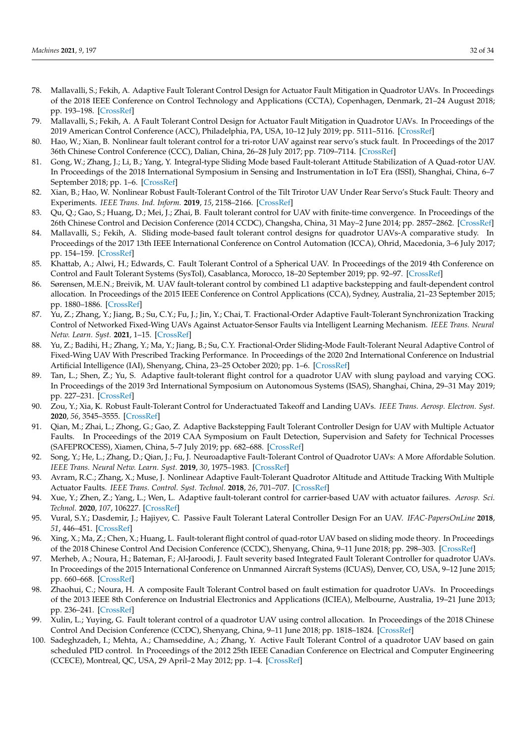78. Mallavalli, S.; Fekih, A. Adaptive Fault Tolerant Control Design for Actuator Fault Mitigation in Quadrotor UAVs. In Proceedings of the 2018 IEEE Conference on Control Technology and Applications (CCTA), Copenhagen, Denmark, 21–24 August 2018; pp. 193–198. [CrossRef]
79. Mallavalli, S.; Fekih, A. A Fault Tolerant Control Design for Actuator Fault Mitigation in Quadrotor UAVs. In Proceedings of the 2019 American Control Conference (ACC), Philadelphia, PA, USA, 10–12 July 2019; pp. 5111–5116. [CrossRef]
80. Hao, W.; Xian, B. Nonlinear fault tolerant control for a tri-rotor UAV against rear servo's stuck fault. In Proceedings of the 2017 36th Chinese Control Conference (CCC), Dalian, China, 26–28 July 2017; pp. 7109–7114. [CrossRef]
81. Gong, W.; Zhang, J.; Li, B.; Yang, Y. Integral-type Sliding Mode based Fault-tolerant Attitude Stabilization of A Quad-rotor UAV. In Proceedings of the 2018 International Symposium in Sensing and Instrumentation in IoT Era (ISSI), Shanghai, China, 6–7 September 2018; pp. 1–6. [CrossRef]
82. Xian, B.; Hao, W. Nonlinear Robust Fault-Tolerant Control of the Tilt Trirotor UAV Under Rear Servo's Stuck Fault: Theory and Experiments. *IEEE Trans. Ind. Inform.* **2019**, *15*, 2158–2166. [CrossRef]
83. Qu, Q.; Gao, S.; Huang, D.; Mei, J.; Zhai, B. Fault tolerant control for UAV with finite-time convergence. In Proceedings of the 26th Chinese Control and Decision Conference (2014 CCDC), Changsha, China, 31 May–2 June 2014; pp. 2857–2862. [CrossRef]
84. Mallavalli, S.; Fekih, A. Sliding mode-based fault tolerant control designs for quadrotor UAVs-A comparative study. In Proceedings of the 2017 13th IEEE International Conference on Control Automation (ICCA), Ohrid, Macedonia, 3–6 July 2017; pp. 154–159. [CrossRef]
85. Khattab, A.; Alwi, H.; Edwards, C. Fault Tolerant Control of a Spherical UAV. In Proceedings of the 2019 4th Conference on Control and Fault Tolerant Systems (SysTol), Casablanca, Morocco, 18–20 September 2019; pp. 92–97. [CrossRef]
86. Sørensen, M.E.N.; Breivik, M. UAV fault-tolerant control by combined L1 adaptive backstepping and fault-dependent control allocation. In Proceedings of the 2015 IEEE Conference on Control Applications (CCA), Sydney, Australia, 21–23 September 2015; pp. 1880–1886. [CrossRef]
87. Yu, Z.; Zhang, Y.; Jiang, B.; Su, C.Y.; Fu, J.; Jin, Y.; Chai, T. Fractional-Order Adaptive Fault-Tolerant Synchronization Tracking Control of Networked Fixed-Wing UAVs Against Actuator-Sensor Faults via Intelligent Learning Mechanism. *IEEE Trans. Neural Netw. Learn. Syst.* **2021**, 1–15. [CrossRef]
88. Yu, Z.; Badihi, H.; Zhang, Y.; Ma, Y.; Jiang, B.; Su, C.Y. Fractional-Order Sliding-Mode Fault-Tolerant Neural Adaptive Control of Fixed-Wing UAV With Prescribed Tracking Performance. In Proceedings of the 2020 2nd International Conference on Industrial Artificial Intelligence (IAI), Shenyang, China, 23–25 October 2020; pp. 1–6. [CrossRef]
89. Tan, L.; Shen, Z.; Yu, S. Adaptive fault-tolerant flight control for a quadrotor UAV with slung payload and varying COG. In Proceedings of the 2019 3rd International Symposium on Autonomous Systems (ISAS), Shanghai, China, 29–31 May 2019; pp. 227–231. [CrossRef]
90. Zou, Y.; Xia, K. Robust Fault-Tolerant Control for Underactuated Takeoff and Landing UAVs. *IEEE Trans. Aerosp. Electron. Syst.* **2020**, *56*, 3545–3555. [CrossRef]
91. Qian, M.; Zhai, L.; Zhong, G.; Gao, Z. Adaptive Backstepping Fault Tolerant Controller Design for UAV with Multiple Actuator Faults. In Proceedings of the 2019 CAA Symposium on Fault Detection, Supervision and Safety for Technical Processes (SAFEPROCESS), Xiamen, China, 5–7 July 2019; pp. 682–688. [CrossRef]
92. Song, Y.; He, L.; Zhang, D.; Qian, J.; Fu, J. Neuroadaptive Fault-Tolerant Control of Quadrotor UAVs: A More Affordable Solution. *IEEE Trans. Neural Netw. Learn. Syst.* **2019**, *30*, 1975–1983. [CrossRef]
93. Avram, R.C.; Zhang, X.; Muse, J. Nonlinear Adaptive Fault-Tolerant Quadrotor Altitude and Attitude Tracking With Multiple Actuator Faults. *IEEE Trans. Control. Syst. Technol.* **2018**, *26*, 701–707. [CrossRef]
94. Xue, Y.; Zhen, Z.; Yang, L.; Wen, L. Adaptive fault-tolerant control for carrier-based UAV with actuator failures. *Aerosp. Sci. Technol.* **2020**, *107*, 106227. [CrossRef]
95. Vural, S.Y.; Dasdemir, J.; Hajiyev, C. Passive Fault Tolerant Lateral Controller Design For an UAV. *IFAC-PapersOnLine* **2018**, *51*, 446–451. [CrossRef]
96. Xing, X.; Ma, Z.; Chen, X.; Huang, L. Fault-tolerant flight control of quad-rotor UAV based on sliding mode theory. In Proceedings of the 2018 Chinese Control And Decision Conference (CCDC), Shenyang, China, 9–11 June 2018; pp. 298–303. [CrossRef]
97. Merheb, A.; Noura, H.; Bateman, F.; Al-Jaroodi, J. Fault severity based Integrated Fault Tolerant Controller for quadrotor UAVs. In Proceedings of the 2015 International Conference on Unmanned Aircraft Systems (ICUAS), Denver, CO, USA, 9–12 June 2015; pp. 660–668. [CrossRef]
98. Zhaohui, C.; Noura, H. A composite Fault Tolerant Control based on fault estimation for quadrotor UAVs. In Proceedings of the 2013 IEEE 8th Conference on Industrial Electronics and Applications (ICIEA), Melbourne, Australia, 19–21 June 2013; pp. 236–241. [CrossRef]
99. Xulin, L.; Yuying, G. Fault tolerant control of a quadrotor UAV using control allocation. In Proceedings of the 2018 Chinese Control And Decision Conference (CCDC), Shenyang, China, 9–11 June 2018; pp. 1818–1824. [CrossRef]
100. Sadeghzadeh, I.; Mehta, A.; Chamseddine, A.; Zhang, Y. Active Fault Tolerant Control of a quadrotor UAV based on gain scheduled PID control. In Proceedings of the 2012 25th IEEE Canadian Conference on Electrical and Computer Engineering (CCECE), Montreal, QC, USA, 29 April–2 May 2012; pp. 1–4. [CrossRef]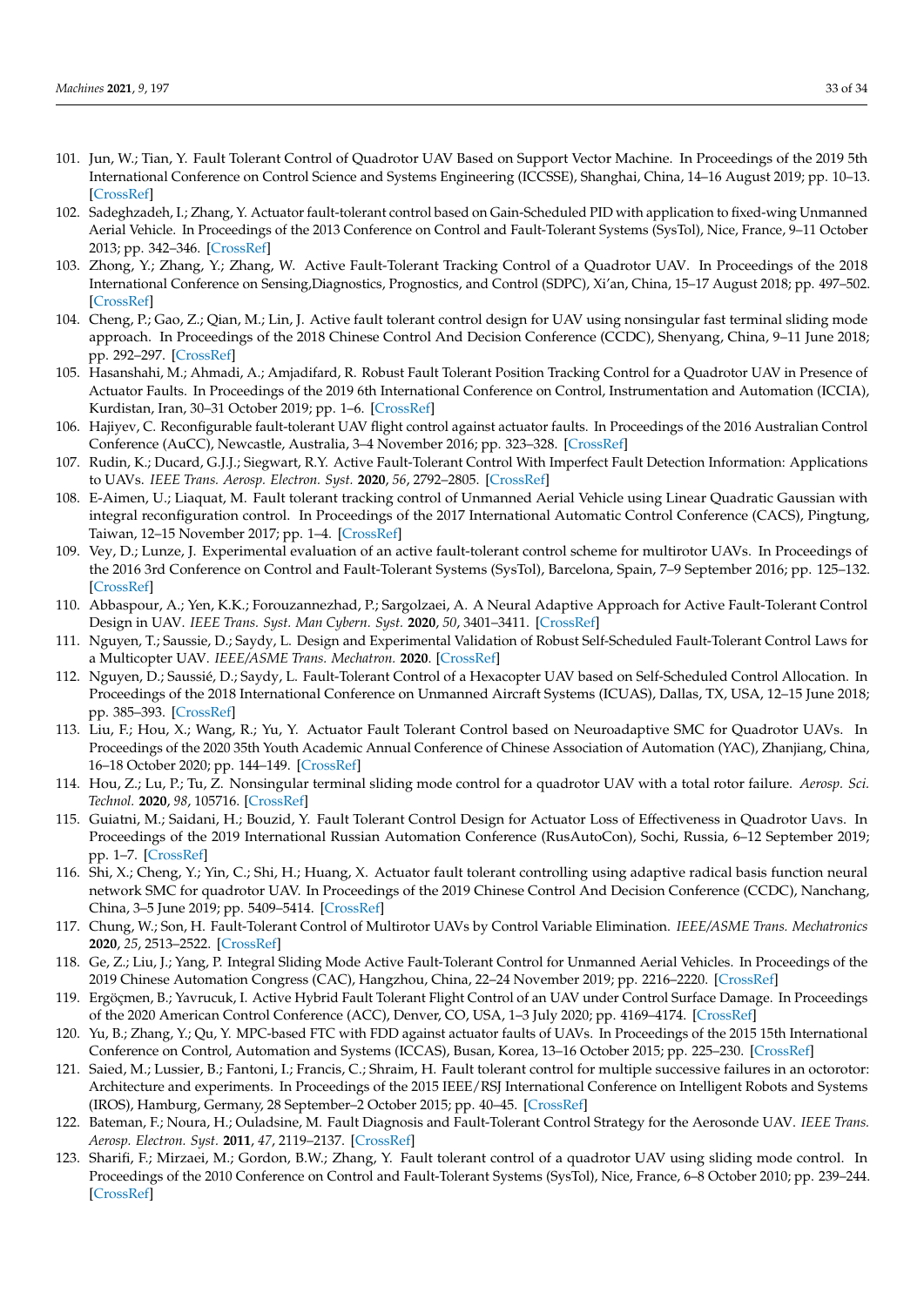101. Jun, W.; Tian, Y. Fault Tolerant Control of Quadrotor UAV Based on Support Vector Machine. In Proceedings of the 2019 5th International Conference on Control Science and Systems Engineering (ICCSSE), Shanghai, China, 14–16 August 2019; pp. 10–13. [CrossRef]
102. Sadeghzadeh, I.; Zhang, Y. Actuator fault-tolerant control based on Gain-Scheduled PID with application to fixed-wing Unmanned Aerial Vehicle. In Proceedings of the 2013 Conference on Control and Fault-Tolerant Systems (SysTol), Nice, France, 9–11 October 2013; pp. 342–346. [CrossRef]
103. Zhong, Y.; Zhang, Y.; Zhang, W. Active Fault-Tolerant Tracking Control of a Quadrotor UAV. In Proceedings of the 2018 International Conference on Sensing,Diagnostics, Prognostics, and Control (SDPC), Xi'an, China, 15–17 August 2018; pp. 497–502. [CrossRef]
104. Cheng, P.; Gao, Z.; Qian, M.; Lin, J. Active fault tolerant control design for UAV using nonsingular fast terminal sliding mode approach. In Proceedings of the 2018 Chinese Control And Decision Conference (CCDC), Shenyang, China, 9–11 June 2018; pp. 292–297. [CrossRef]
105. Hasanshahi, M.; Ahmadi, A.; Amjadifard, R. Robust Fault Tolerant Position Tracking Control for a Quadrotor UAV in Presence of Actuator Faults. In Proceedings of the 2019 6th International Conference on Control, Instrumentation and Automation (ICCIA), Kurdistan, Iran, 30–31 October 2019; pp. 1–6. [CrossRef]
106. Hajiyev, C. Reconfigurable fault-tolerant UAV flight control against actuator faults. In Proceedings of the 2016 Australian Control Conference (AuCC), Newcastle, Australia, 3–4 November 2016; pp. 323–328. [CrossRef]
107. Rudin, K.; Ducard, G.J.J.; Siegwart, R.Y. Active Fault-Tolerant Control With Imperfect Fault Detection Information: Applications to UAVs. *IEEE Trans. Aerosp. Electron. Syst.* **2020**, *56*, 2792–2805. [CrossRef]
108. E-Aimen, U.; Liaquat, M. Fault tolerant tracking control of Unmanned Aerial Vehicle using Linear Quadratic Gaussian with integral reconfiguration control. In Proceedings of the 2017 International Automatic Control Conference (CACS), Pingtung, Taiwan, 12–15 November 2017; pp. 1–4. [CrossRef]
109. Vey, D.; Lunze, J. Experimental evaluation of an active fault-tolerant control scheme for multirotor UAVs. In Proceedings of the 2016 3rd Conference on Control and Fault-Tolerant Systems (SysTol), Barcelona, Spain, 7–9 September 2016; pp. 125–132. [CrossRef]
110. Abbaspour, A.; Yen, K.K.; Forouzannezhad, P.; Sargolzaei, A. A Neural Adaptive Approach for Active Fault-Tolerant Control Design in UAV. *IEEE Trans. Syst. Man Cybern. Syst.* **2020**, *50*, 3401–3411. [CrossRef]
111. Nguyen, T.; Saussie, D.; Saydy, L. Design and Experimental Validation of Robust Self-Scheduled Fault-Tolerant Control Laws for a Multicopter UAV. *IEEE/ASME Trans. Mechatron.* **2020**. [CrossRef]
112. Nguyen, D.; Saussié, D.; Saydy, L. Fault-Tolerant Control of a Hexacopter UAV based on Self-Scheduled Control Allocation. In Proceedings of the 2018 International Conference on Unmanned Aircraft Systems (ICUAS), Dallas, TX, USA, 12–15 June 2018; pp. 385–393. [CrossRef]
113. Liu, F.; Hou, X.; Wang, R.; Yu, Y. Actuator Fault Tolerant Control based on Neuroadaptive SMC for Quadrotor UAVs. In Proceedings of the 2020 35th Youth Academic Annual Conference of Chinese Association of Automation (YAC), Zhanjiang, China, 16–18 October 2020; pp. 144–149. [CrossRef]
114. Hou, Z.; Lu, P.; Tu, Z. Nonsingular terminal sliding mode control for a quadrotor UAV with a total rotor failure. *Aerosp. Sci. Technol.* **2020**, *98*, 105716. [CrossRef]
115. Guiatni, M.; Saidani, H.; Bouzid, Y. Fault Tolerant Control Design for Actuator Loss of Effectiveness in Quadrotor Uavs. In Proceedings of the 2019 International Russian Automation Conference (RusAutoCon), Sochi, Russia, 6–12 September 2019; pp. 1–7. [CrossRef]
116. Shi, X.; Cheng, Y.; Yin, C.; Shi, H.; Huang, X. Actuator fault tolerant controlling using adaptive radical basis function neural network SMC for quadrotor UAV. In Proceedings of the 2019 Chinese Control And Decision Conference (CCDC), Nanchang, China, 3–5 June 2019; pp. 5409–5414. [CrossRef]
117. Chung, W.; Son, H. Fault-Tolerant Control of Multirotor UAVs by Control Variable Elimination. *IEEE/ASME Trans. Mechatronics* **2020**, *25*, 2513–2522. [CrossRef]
118. Ge, Z.; Liu, J.; Yang, P. Integral Sliding Mode Active Fault-Tolerant Control for Unmanned Aerial Vehicles. In Proceedings of the 2019 Chinese Automation Congress (CAC), Hangzhou, China, 22–24 November 2019; pp. 2216–2220. [CrossRef]
119. Ergöçmen, B.; Yavrucuk, I. Active Hybrid Fault Tolerant Flight Control of an UAV under Control Surface Damage. In Proceedings of the 2020 American Control Conference (ACC), Denver, CO, USA, 1–3 July 2020; pp. 4169–4174. [CrossRef]
120. Yu, B.; Zhang, Y.; Qu, Y. MPC-based FTC with FDD against actuator faults of UAVs. In Proceedings of the 2015 15th International Conference on Control, Automation and Systems (ICCAS), Busan, Korea, 13–16 October 2015; pp. 225–230. [CrossRef]
121. Saied, M.; Lussier, B.; Fantoni, I.; Francis, C.; Shraim, H. Fault tolerant control for multiple successive failures in an octorotor: Architecture and experiments. In Proceedings of the 2015 IEEE/RSJ International Conference on Intelligent Robots and Systems (IROS), Hamburg, Germany, 28 September–2 October 2015; pp. 40–45. [CrossRef]
122. Bateman, F.; Noura, H.; Ouladsine, M. Fault Diagnosis and Fault-Tolerant Control Strategy for the Aerosonde UAV. *IEEE Trans. Aerosp. Electron. Syst.* **2011**, *47*, 2119–2137. [CrossRef]
123. Sharifi, F.; Mirzaei, M.; Gordon, B.W.; Zhang, Y. Fault tolerant control of a quadrotor UAV using sliding mode control. In Proceedings of the 2010 Conference on Control and Fault-Tolerant Systems (SysTol), Nice, France, 6–8 October 2010; pp. 239–244. [CrossRef]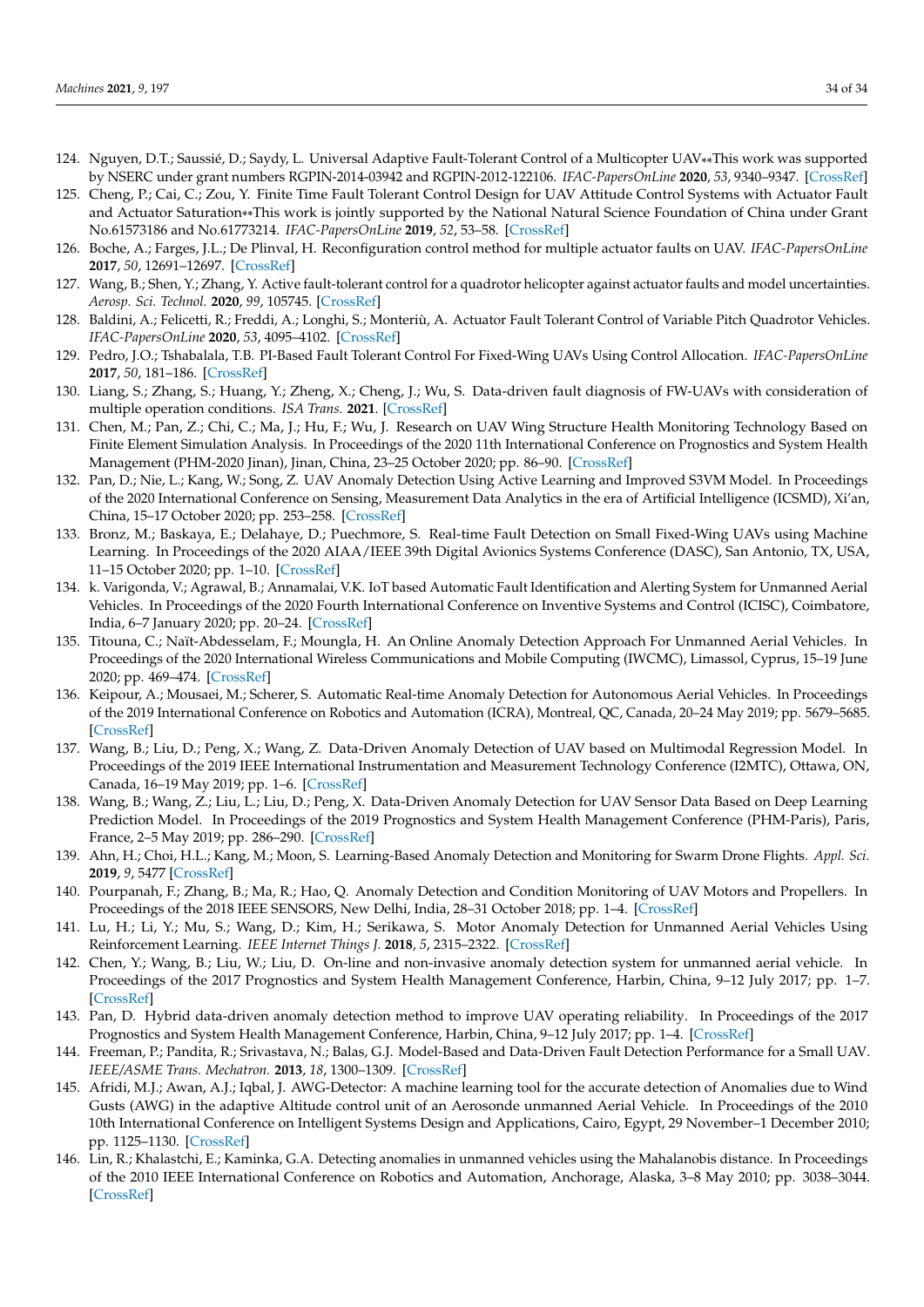124. Nguyen, D.T.; Saussié, D.; Saydy, L. Universal Adaptive Fault-Tolerant Control of a Multicopter UAV**This work was supported by NSERC under grant numbers RGPIN-2014-03942 and RGPIN-2012-122106. *IFAC-PapersOnLine* **2020**, *53*, 9340–9347. [CrossRef]
125. Cheng, P.; Cai, C.; Zou, Y. Finite Time Fault Tolerant Control Design for UAV Attitude Control Systems with Actuator Fault and Actuator Saturation**This work is jointly supported by the National Natural Science Foundation of China under Grant No.61573186 and No.61773214. *IFAC-PapersOnLine* **2019**, *52*, 53–58. [CrossRef]
126. Boche, A.; Farges, J.L.; De Plinval, H. Reconfiguration control method for multiple actuator faults on UAV. *IFAC-PapersOnLine* **2017**, *50*, 12691–12697. [CrossRef]
127. Wang, B.; Shen, Y.; Zhang, Y. Active fault-tolerant control for a quadrotor helicopter against actuator faults and model uncertainties. *Aerosp. Sci. Technol.* **2020**, *99*, 105745. [CrossRef]
128. Baldini, A.; Felicetti, R.; Freddi, A.; Longhi, S.; Monteriù, A. Actuator Fault Tolerant Control of Variable Pitch Quadrotor Vehicles. *IFAC-PapersOnLine* **2020**, *53*, 4095–4102. [CrossRef]
129. Pedro, J.O.; Tshabalala, T.B. PI-Based Fault Tolerant Control For Fixed-Wing UAVs Using Control Allocation. *IFAC-PapersOnLine* **2017**, *50*, 181–186. [CrossRef]
130. Liang, S.; Zhang, S.; Huang, Y.; Zheng, X.; Cheng, J.; Wu, S. Data-driven fault diagnosis of FW-UAVs with consideration of multiple operation conditions. *ISA Trans.* **2021**. [CrossRef]
131. Chen, M.; Pan, Z.; Chi, C.; Ma, J.; Hu, F.; Wu, J. Research on UAV Wing Structure Health Monitoring Technology Based on Finite Element Simulation Analysis. In Proceedings of the 2020 11th International Conference on Prognostics and System Health Management (PHM-2020 Jinan), Jinan, China, 23–25 October 2020; pp. 86–90. [CrossRef]
132. Pan, D.; Nie, L.; Kang, W.; Song, Z. UAV Anomaly Detection Using Active Learning and Improved S3VM Model. In Proceedings of the 2020 International Conference on Sensing, Measurement Data Analytics in the era of Artificial Intelligence (ICSMD), Xi'an, China, 15–17 October 2020; pp. 253–258. [CrossRef]
133. Bronz, M.; Baskaya, E.; Delahaye, D.; Puechmore, S. Real-time Fault Detection on Small Fixed-Wing UAVs using Machine Learning. In Proceedings of the 2020 AIAA/IEEE 39th Digital Avionics Systems Conference (DASC), San Antonio, TX, USA, 11–15 October 2020; pp. 1–10. [CrossRef]
134. k. Varigonda, V.; Agrawal, B.; Annamalai, V.K. IoT based Automatic Fault Identification and Alerting System for Unmanned Aerial Vehicles. In Proceedings of the 2020 Fourth International Conference on Inventive Systems and Control (ICISC), Coimbatore, India, 6–7 January 2020; pp. 20–24. [CrossRef]
135. Titouna, C.; Naït-Abdesselam, F.; Moungla, H. An Online Anomaly Detection Approach For Unmanned Aerial Vehicles. In Proceedings of the 2020 International Wireless Communications and Mobile Computing (IWCMC), Limassol, Cyprus, 15–19 June 2020; pp. 469–474. [CrossRef]
136. Keipour, A.; Mousaei, M.; Scherer, S. Automatic Real-time Anomaly Detection for Autonomous Aerial Vehicles. In Proceedings of the 2019 International Conference on Robotics and Automation (ICRA), Montreal, QC, Canada, 20–24 May 2019; pp. 5679–5685. [CrossRef]
137. Wang, B.; Liu, D.; Peng, X.; Wang, Z. Data-Driven Anomaly Detection of UAV based on Multimodal Regression Model. In Proceedings of the 2019 IEEE International Instrumentation and Measurement Technology Conference (I2MTC), Ottawa, ON, Canada, 16–19 May 2019; pp. 1–6. [CrossRef]
138. Wang, B.; Wang, Z.; Liu, L.; Liu, D.; Peng, X. Data-Driven Anomaly Detection for UAV Sensor Data Based on Deep Learning Prediction Model. In Proceedings of the 2019 Prognostics and System Health Management Conference (PHM-Paris), Paris, France, 2–5 May 2019; pp. 286–290. [CrossRef]
139. Ahn, H.; Choi, H.L.; Kang, M.; Moon, S. Learning-Based Anomaly Detection and Monitoring for Swarm Drone Flights. *Appl. Sci.* **2019**, *9*, 5477 [CrossRef]
140. Pourpanah, F.; Zhang, B.; Ma, R.; Hao, Q. Anomaly Detection and Condition Monitoring of UAV Motors and Propellers. In Proceedings of the 2018 IEEE SENSORS, New Delhi, India, 28–31 October 2018; pp. 1–4. [CrossRef]
141. Lu, H.; Li, Y.; Mu, S.; Wang, D.; Kim, H.; Serikawa, S. Motor Anomaly Detection for Unmanned Aerial Vehicles Using Reinforcement Learning. *IEEE Internet Things J.* **2018**, *5*, 2315–2322. [CrossRef]
142. Chen, Y.; Wang, B.; Liu, W.; Liu, D. On-line and non-invasive anomaly detection system for unmanned aerial vehicle. In Proceedings of the 2017 Prognostics and System Health Management Conference, Harbin, China, 9–12 July 2017; pp. 1–7. [CrossRef]
143. Pan, D. Hybrid data-driven anomaly detection method to improve UAV operating reliability. In Proceedings of the 2017 Prognostics and System Health Management Conference, Harbin, China, 9–12 July 2017; pp. 1–4. [CrossRef]
144. Freeman, P.; Pandita, R.; Srivastava, N.; Balas, G.J. Model-Based and Data-Driven Fault Detection Performance for a Small UAV. *IEEE/ASME Trans. Mechatron.* **2013**, *18*, 1300–1309. [CrossRef]
145. Afridi, M.J.; Awan, A.J.; Iqbal, J. AWG-Detector: A machine learning tool for the accurate detection of Anomalies due to Wind Gusts (AWG) in the adaptive Altitude control unit of an Aerosonde unmanned Aerial Vehicle. In Proceedings of the 2010 10th International Conference on Intelligent Systems Design and Applications, Cairo, Egypt, 29 November–1 December 2010; pp. 1125–1130. [CrossRef]
146. Lin, R.; Khalastchi, E.; Kaminka, G.A. Detecting anomalies in unmanned vehicles using the Mahalanobis distance. In Proceedings of the 2010 IEEE International Conference on Robotics and Automation, Anchorage, Alaska, 3–8 May 2010; pp. 3038–3044. [CrossRef]